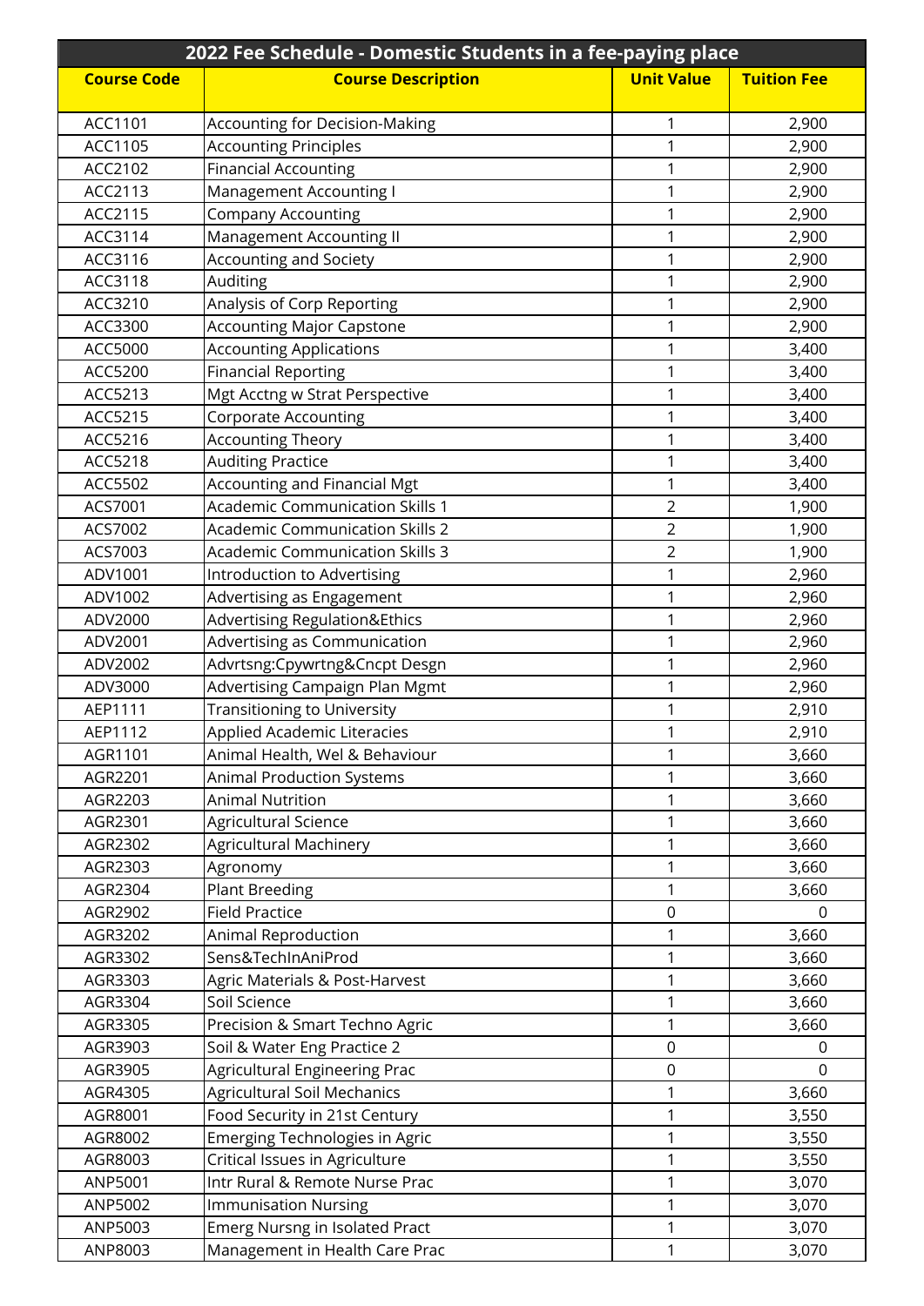## 2022 Fee Schedule - Domestic Students in a fee-paying place

| Course Code | Course Description | Unit Value | Tuition Fee |
|---|---|---|---|
| ACC1101 | Accounting for Decision-Making | 1 | 2,900 |
| ACC1105 | Accounting Principles | 1 | 2,900 |
| ACC2102 | Financial Accounting | 1 | 2,900 |
| ACC2113 | Management Accounting I | 1 | 2,900 |
| ACC2115 | Company Accounting | 1 | 2,900 |
| ACC3114 | Management Accounting II | 1 | 2,900 |
| ACC3116 | Accounting and Society | 1 | 2,900 |
| ACC3118 | Auditing | 1 | 2,900 |
| ACC3210 | Analysis of Corp Reporting | 1 | 2,900 |
| ACC3300 | Accounting Major Capstone | 1 | 2,900 |
| ACC5000 | Accounting Applications | 1 | 3,400 |
| ACC5200 | Financial Reporting | 1 | 3,400 |
| ACC5213 | Mgt Acctng w Strat Perspective | 1 | 3,400 |
| ACC5215 | Corporate Accounting | 1 | 3,400 |
| ACC5216 | Accounting Theory | 1 | 3,400 |
| ACC5218 | Auditing Practice | 1 | 3,400 |
| ACC5502 | Accounting and Financial Mgt | 1 | 3,400 |
| ACS7001 | Academic Communication Skills 1 | 2 | 1,900 |
| ACS7002 | Academic Communication Skills 2 | 2 | 1,900 |
| ACS7003 | Academic Communication Skills 3 | 2 | 1,900 |
| ADV1001 | Introduction to Advertising | 1 | 2,960 |
| ADV1002 | Advertising as Engagement | 1 | 2,960 |
| ADV2000 | Advertising Regulation&Ethics | 1 | 2,960 |
| ADV2001 | Advertising as Communication | 1 | 2,960 |
| ADV2002 | Advrtsng:Cpywrtng&Cncpt Desgn | 1 | 2,960 |
| ADV3000 | Advertising Campaign Plan Mgmt | 1 | 2,960 |
| AEP1111 | Transitioning to University | 1 | 2,910 |
| AEP1112 | Applied Academic Literacies | 1 | 2,910 |
| AGR1101 | Animal Health, Wel & Behaviour | 1 | 3,660 |
| AGR2201 | Animal Production Systems | 1 | 3,660 |
| AGR2203 | Animal Nutrition | 1 | 3,660 |
| AGR2301 | Agricultural Science | 1 | 3,660 |
| AGR2302 | Agricultural Machinery | 1 | 3,660 |
| AGR2303 | Agronomy | 1 | 3,660 |
| AGR2304 | Plant Breeding | 1 | 3,660 |
| AGR2902 | Field Practice | 0 | 0 |
| AGR3202 | Animal Reproduction | 1 | 3,660 |
| AGR3302 | Sens&TechInAniProd | 1 | 3,660 |
| AGR3303 | Agric Materials & Post-Harvest | 1 | 3,660 |
| AGR3304 | Soil Science | 1 | 3,660 |
| AGR3305 | Precision & Smart Techno Agric | 1 | 3,660 |
| AGR3903 | Soil & Water Eng Practice 2 | 0 | 0 |
| AGR3905 | Agricultural Engineering Prac | 0 | 0 |
| AGR4305 | Agricultural Soil Mechanics | 1 | 3,660 |
| AGR8001 | Food Security in 21st Century | 1 | 3,550 |
| AGR8002 | Emerging Technologies in Agric | 1 | 3,550 |
| AGR8003 | Critical Issues in Agriculture | 1 | 3,550 |
| ANP5001 | Intr Rural & Remote Nurse Prac | 1 | 3,070 |
| ANP5002 | Immunisation Nursing | 1 | 3,070 |
| ANP5003 | Emerg Nursng in Isolated Pract | 1 | 3,070 |
| ANP8003 | Management in Health Care Prac | 1 | 3,070 |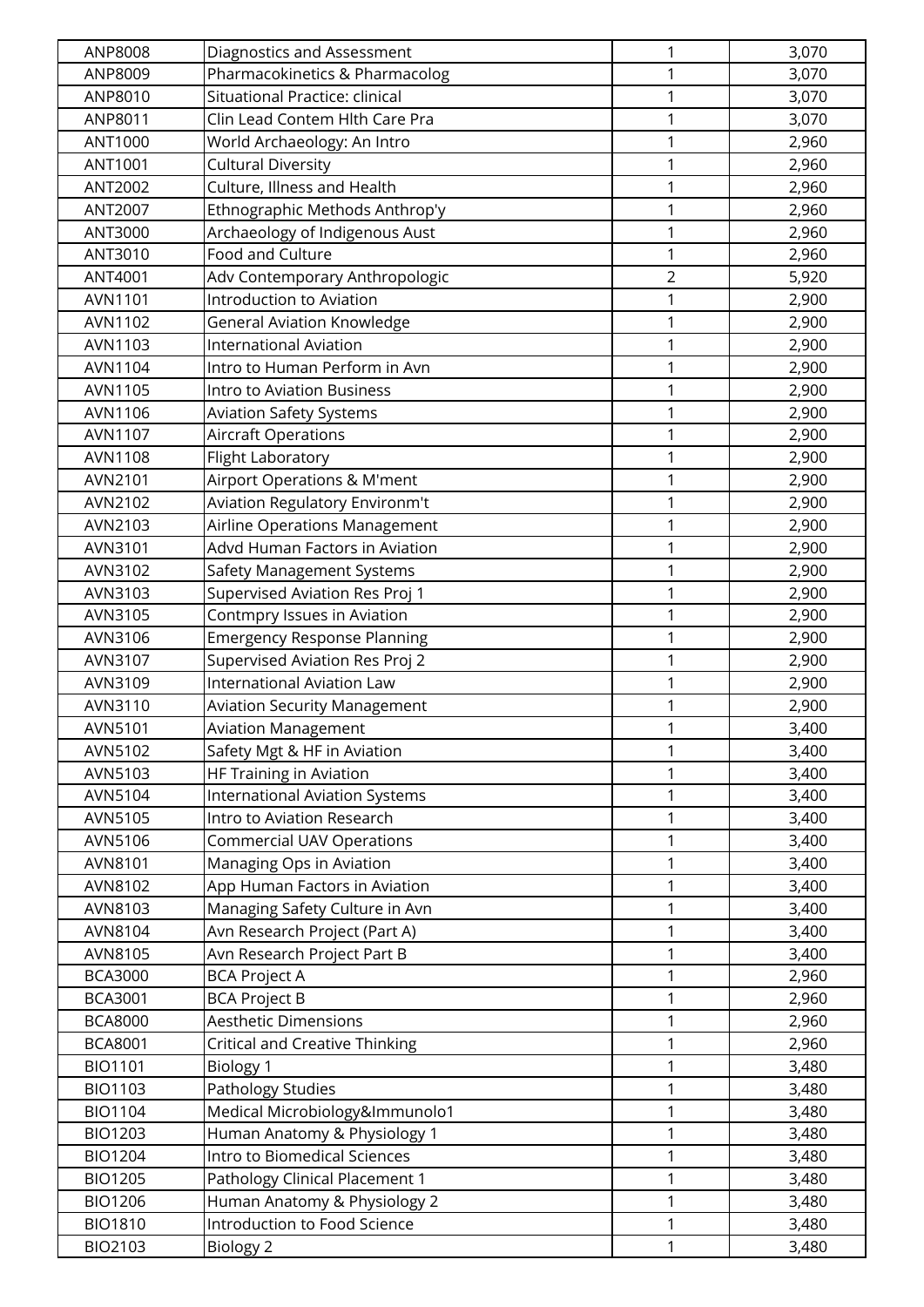| ANP8008 | Diagnostics and Assessment | 1 | 3,070 |
|---|---|---|---|
| ANP8009 | Pharmacokinetics & Pharmacolog | 1 | 3,070 |
| ANP8010 | Situational Practice: clinical | 1 | 3,070 |
| ANP8011 | Clin Lead Contem Hlth Care Pra | 1 | 3,070 |
| ANT1000 | World Archaeology: An Intro | 1 | 2,960 |
| ANT1001 | Cultural Diversity | 1 | 2,960 |
| ANT2002 | Culture, Illness and Health | 1 | 2,960 |
| ANT2007 | Ethnographic Methods Anthrop'y | 1 | 2,960 |
| ANT3000 | Archaeology of Indigenous Aust | 1 | 2,960 |
| ANT3010 | Food and Culture | 1 | 2,960 |
| ANT4001 | Adv Contemporary Anthropologic | 2 | 5,920 |
| AVN1101 | Introduction to Aviation | 1 | 2,900 |
| AVN1102 | General Aviation Knowledge | 1 | 2,900 |
| AVN1103 | International Aviation | 1 | 2,900 |
| AVN1104 | Intro to Human Perform in Avn | 1 | 2,900 |
| AVN1105 | Intro to Aviation Business | 1 | 2,900 |
| AVN1106 | Aviation Safety Systems | 1 | 2,900 |
| AVN1107 | Aircraft Operations | 1 | 2,900 |
| AVN1108 | Flight Laboratory | 1 | 2,900 |
| AVN2101 | Airport Operations & M'ment | 1 | 2,900 |
| AVN2102 | Aviation Regulatory Environm't | 1 | 2,900 |
| AVN2103 | Airline Operations Management | 1 | 2,900 |
| AVN3101 | Advd Human Factors in Aviation | 1 | 2,900 |
| AVN3102 | Safety Management Systems | 1 | 2,900 |
| AVN3103 | Supervised Aviation Res Proj 1 | 1 | 2,900 |
| AVN3105 | Contmpry Issues in Aviation | 1 | 2,900 |
| AVN3106 | Emergency Response Planning | 1 | 2,900 |
| AVN3107 | Supervised Aviation Res Proj 2 | 1 | 2,900 |
| AVN3109 | International Aviation Law | 1 | 2,900 |
| AVN3110 | Aviation Security Management | 1 | 2,900 |
| AVN5101 | Aviation Management | 1 | 3,400 |
| AVN5102 | Safety Mgt & HF in Aviation | 1 | 3,400 |
| AVN5103 | HF Training in Aviation | 1 | 3,400 |
| AVN5104 | International Aviation Systems | 1 | 3,400 |
| AVN5105 | Intro to Aviation Research | 1 | 3,400 |
| AVN5106 | Commercial UAV Operations | 1 | 3,400 |
| AVN8101 | Managing Ops in Aviation | 1 | 3,400 |
| AVN8102 | App Human Factors in Aviation | 1 | 3,400 |
| AVN8103 | Managing Safety Culture in Avn | 1 | 3,400 |
| AVN8104 | Avn Research Project (Part A) | 1 | 3,400 |
| AVN8105 | Avn Research Project Part B | 1 | 3,400 |
| BCA3000 | BCA Project A | 1 | 2,960 |
| BCA3001 | BCA Project B | 1 | 2,960 |
| BCA8000 | Aesthetic Dimensions | 1 | 2,960 |
| BCA8001 | Critical and Creative Thinking | 1 | 2,960 |
| BIO1101 | Biology 1 | 1 | 3,480 |
| BIO1103 | Pathology Studies | 1 | 3,480 |
| BIO1104 | Medical Microbiology&Immunolo1 | 1 | 3,480 |
| BIO1203 | Human Anatomy & Physiology 1 | 1 | 3,480 |
| BIO1204 | Intro to Biomedical Sciences | 1 | 3,480 |
| BIO1205 | Pathology Clinical Placement 1 | 1 | 3,480 |
| BIO1206 | Human Anatomy & Physiology 2 | 1 | 3,480 |
| BIO1810 | Introduction to Food Science | 1 | 3,480 |
| BIO2103 | Biology 2 | 1 | 3,480 |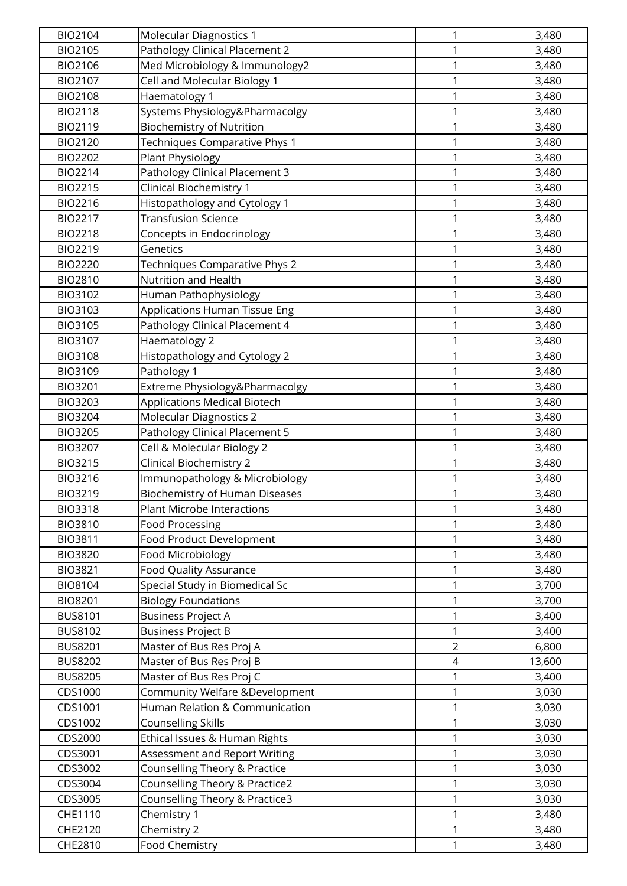| | | | |
|---|---|---|---|
| BIO2104 | Molecular Diagnostics 1 | 1 | 3,480 |
| BIO2105 | Pathology Clinical Placement 2 | 1 | 3,480 |
| BIO2106 | Med Microbiology & Immunology2 | 1 | 3,480 |
| BIO2107 | Cell and Molecular Biology 1 | 1 | 3,480 |
| BIO2108 | Haematology 1 | 1 | 3,480 |
| BIO2118 | Systems Physiology&Pharmacolgy | 1 | 3,480 |
| BIO2119 | Biochemistry of Nutrition | 1 | 3,480 |
| BIO2120 | Techniques Comparative Phys 1 | 1 | 3,480 |
| BIO2202 | Plant Physiology | 1 | 3,480 |
| BIO2214 | Pathology Clinical Placement 3 | 1 | 3,480 |
| BIO2215 | Clinical Biochemistry 1 | 1 | 3,480 |
| BIO2216 | Histopathology and Cytology 1 | 1 | 3,480 |
| BIO2217 | Transfusion Science | 1 | 3,480 |
| BIO2218 | Concepts in Endocrinology | 1 | 3,480 |
| BIO2219 | Genetics | 1 | 3,480 |
| BIO2220 | Techniques Comparative Phys 2 | 1 | 3,480 |
| BIO2810 | Nutrition and Health | 1 | 3,480 |
| BIO3102 | Human Pathophysiology | 1 | 3,480 |
| BIO3103 | Applications Human Tissue Eng | 1 | 3,480 |
| BIO3105 | Pathology Clinical Placement 4 | 1 | 3,480 |
| BIO3107 | Haematology 2 | 1 | 3,480 |
| BIO3108 | Histopathology and Cytology 2 | 1 | 3,480 |
| BIO3109 | Pathology 1 | 1 | 3,480 |
| BIO3201 | Extreme Physiology&Pharmacolgy | 1 | 3,480 |
| BIO3203 | Applications Medical Biotech | 1 | 3,480 |
| BIO3204 | Molecular Diagnostics 2 | 1 | 3,480 |
| BIO3205 | Pathology Clinical Placement 5 | 1 | 3,480 |
| BIO3207 | Cell & Molecular Biology 2 | 1 | 3,480 |
| BIO3215 | Clinical Biochemistry 2 | 1 | 3,480 |
| BIO3216 | Immunopathology & Microbiology | 1 | 3,480 |
| BIO3219 | Biochemistry of Human Diseases | 1 | 3,480 |
| BIO3318 | Plant Microbe Interactions | 1 | 3,480 |
| BIO3810 | Food Processing | 1 | 3,480 |
| BIO3811 | Food Product Development | 1 | 3,480 |
| BIO3820 | Food Microbiology | 1 | 3,480 |
| BIO3821 | Food Quality Assurance | 1 | 3,480 |
| BIO8104 | Special Study in Biomedical Sc | 1 | 3,700 |
| BIO8201 | Biology Foundations | 1 | 3,700 |
| BUS8101 | Business Project A | 1 | 3,400 |
| BUS8102 | Business Project B | 1 | 3,400 |
| BUS8201 | Master of Bus Res Proj A | 2 | 6,800 |
| BUS8202 | Master of Bus Res Proj B | 4 | 13,600 |
| BUS8205 | Master of Bus Res Proj C | 1 | 3,400 |
| CDS1000 | Community Welfare &Development | 1 | 3,030 |
| CDS1001 | Human Relation & Communication | 1 | 3,030 |
| CDS1002 | Counselling Skills | 1 | 3,030 |
| CDS2000 | Ethical Issues & Human Rights | 1 | 3,030 |
| CDS3001 | Assessment and Report Writing | 1 | 3,030 |
| CDS3002 | Counselling Theory & Practice | 1 | 3,030 |
| CDS3004 | Counselling Theory & Practice2 | 1 | 3,030 |
| CDS3005 | Counselling Theory & Practice3 | 1 | 3,030 |
| CHE1110 | Chemistry 1 | 1 | 3,480 |
| CHE2120 | Chemistry 2 | 1 | 3,480 |
| CHE2810 | Food Chemistry | 1 | 3,480 |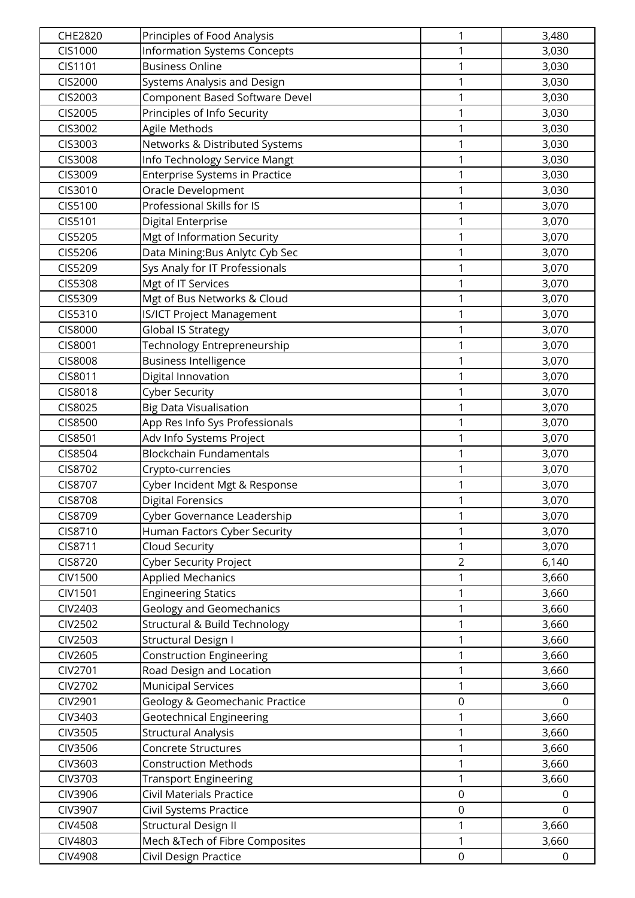| CHE2820 | Principles of Food Analysis | 1 | 3,480 |
|---|---|---|---|
| CIS1000 | Information Systems Concepts | 1 | 3,030 |
| CIS1101 | Business Online | 1 | 3,030 |
| CIS2000 | Systems Analysis and Design | 1 | 3,030 |
| CIS2003 | Component Based Software Devel | 1 | 3,030 |
| CIS2005 | Principles of Info Security | 1 | 3,030 |
| CIS3002 | Agile Methods | 1 | 3,030 |
| CIS3003 | Networks & Distributed Systems | 1 | 3,030 |
| CIS3008 | Info Technology Service Mangt | 1 | 3,030 |
| CIS3009 | Enterprise Systems in Practice | 1 | 3,030 |
| CIS3010 | Oracle Development | 1 | 3,030 |
| CIS5100 | Professional Skills for IS | 1 | 3,070 |
| CIS5101 | Digital Enterprise | 1 | 3,070 |
| CIS5205 | Mgt of Information Security | 1 | 3,070 |
| CIS5206 | Data Mining:Bus Anlytc Cyb Sec | 1 | 3,070 |
| CIS5209 | Sys Analy for IT Professionals | 1 | 3,070 |
| CIS5308 | Mgt of IT Services | 1 | 3,070 |
| CIS5309 | Mgt of Bus Networks & Cloud | 1 | 3,070 |
| CIS5310 | IS/ICT Project Management | 1 | 3,070 |
| CIS8000 | Global IS Strategy | 1 | 3,070 |
| CIS8001 | Technology Entrepreneurship | 1 | 3,070 |
| CIS8008 | Business Intelligence | 1 | 3,070 |
| CIS8011 | Digital Innovation | 1 | 3,070 |
| CIS8018 | Cyber Security | 1 | 3,070 |
| CIS8025 | Big Data Visualisation | 1 | 3,070 |
| CIS8500 | App Res Info Sys Professionals | 1 | 3,070 |
| CIS8501 | Adv Info Systems Project | 1 | 3,070 |
| CIS8504 | Blockchain Fundamentals | 1 | 3,070 |
| CIS8702 | Crypto-currencies | 1 | 3,070 |
| CIS8707 | Cyber Incident Mgt & Response | 1 | 3,070 |
| CIS8708 | Digital Forensics | 1 | 3,070 |
| CIS8709 | Cyber Governance Leadership | 1 | 3,070 |
| CIS8710 | Human Factors Cyber Security | 1 | 3,070 |
| CIS8711 | Cloud Security | 1 | 3,070 |
| CIS8720 | Cyber Security Project | 2 | 6,140 |
| CIV1500 | Applied Mechanics | 1 | 3,660 |
| CIV1501 | Engineering Statics | 1 | 3,660 |
| CIV2403 | Geology and Geomechanics | 1 | 3,660 |
| CIV2502 | Structural & Build Technology | 1 | 3,660 |
| CIV2503 | Structural Design I | 1 | 3,660 |
| CIV2605 | Construction Engineering | 1 | 3,660 |
| CIV2701 | Road Design and Location | 1 | 3,660 |
| CIV2702 | Municipal Services | 1 | 3,660 |
| CIV2901 | Geology & Geomechanic Practice | 0 | 0 |
| CIV3403 | Geotechnical Engineering | 1 | 3,660 |
| CIV3505 | Structural Analysis | 1 | 3,660 |
| CIV3506 | Concrete Structures | 1 | 3,660 |
| CIV3603 | Construction Methods | 1 | 3,660 |
| CIV3703 | Transport Engineering | 1 | 3,660 |
| CIV3906 | Civil Materials Practice | 0 | 0 |
| CIV3907 | Civil Systems Practice | 0 | 0 |
| CIV4508 | Structural Design II | 1 | 3,660 |
| CIV4803 | Mech &Tech of Fibre Composites | 1 | 3,660 |
| CIV4908 | Civil Design Practice | 0 | 0 |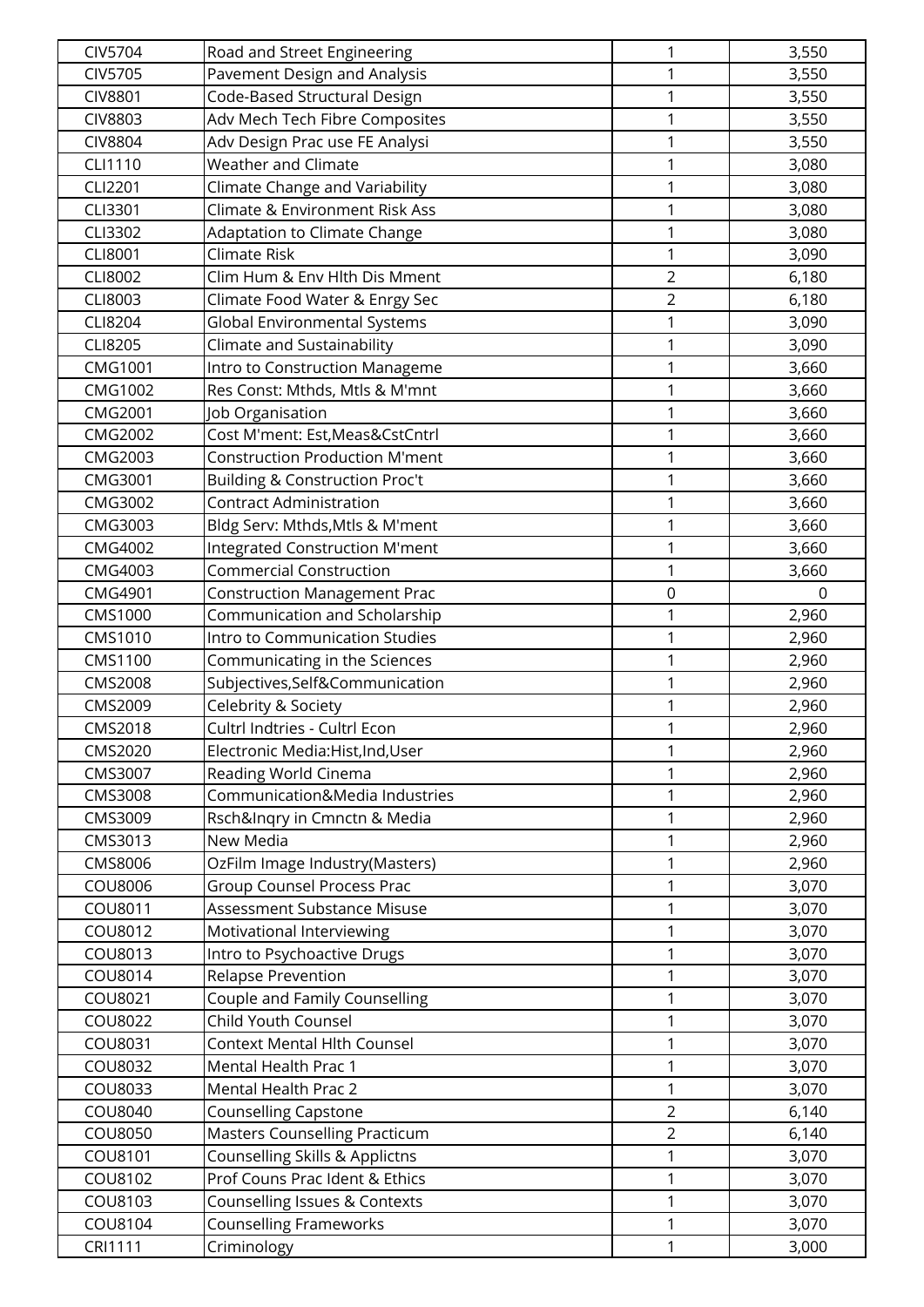| | | | |
|---|---|---|---|
| CIV5704 | Road and Street Engineering | 1 | 3,550 |
| CIV5705 | Pavement Design and Analysis | 1 | 3,550 |
| CIV8801 | Code-Based Structural Design | 1 | 3,550 |
| CIV8803 | Adv Mech Tech Fibre Composites | 1 | 3,550 |
| CIV8804 | Adv Design Prac use FE Analysi | 1 | 3,550 |
| CLI1110 | Weather and Climate | 1 | 3,080 |
| CLI2201 | Climate Change and Variability | 1 | 3,080 |
| CLI3301 | Climate & Environment Risk Ass | 1 | 3,080 |
| CLI3302 | Adaptation to Climate Change | 1 | 3,080 |
| CLI8001 | Climate Risk | 1 | 3,090 |
| CLI8002 | Clim Hum & Env Hlth Dis Mment | 2 | 6,180 |
| CLI8003 | Climate Food Water & Enrgy Sec | 2 | 6,180 |
| CLI8204 | Global Environmental Systems | 1 | 3,090 |
| CLI8205 | Climate and Sustainability | 1 | 3,090 |
| CMG1001 | Intro to Construction Manageme | 1 | 3,660 |
| CMG1002 | Res Const: Mthds, Mtls & M'mnt | 1 | 3,660 |
| CMG2001 | Job Organisation | 1 | 3,660 |
| CMG2002 | Cost M'ment: Est,Meas&CstCntrl | 1 | 3,660 |
| CMG2003 | Construction Production M'ment | 1 | 3,660 |
| CMG3001 | Building & Construction Proc't | 1 | 3,660 |
| CMG3002 | Contract Administration | 1 | 3,660 |
| CMG3003 | Bldg Serv: Mthds,Mtls & M'ment | 1 | 3,660 |
| CMG4002 | Integrated Construction M'ment | 1 | 3,660 |
| CMG4003 | Commercial Construction | 1 | 3,660 |
| CMG4901 | Construction Management Prac | 0 | 0 |
| CMS1000 | Communication and Scholarship | 1 | 2,960 |
| CMS1010 | Intro to Communication Studies | 1 | 2,960 |
| CMS1100 | Communicating in the Sciences | 1 | 2,960 |
| CMS2008 | Subjectives,Self&Communication | 1 | 2,960 |
| CMS2009 | Celebrity & Society | 1 | 2,960 |
| CMS2018 | Cultrl Indtries - Cultrl Econ | 1 | 2,960 |
| CMS2020 | Electronic Media:Hist,Ind,User | 1 | 2,960 |
| CMS3007 | Reading World Cinema | 1 | 2,960 |
| CMS3008 | Communication&Media Industries | 1 | 2,960 |
| CMS3009 | Rsch&Inqry in Cmnctn & Media | 1 | 2,960 |
| CMS3013 | New Media | 1 | 2,960 |
| CMS8006 | OzFilm Image Industry(Masters) | 1 | 2,960 |
| COU8006 | Group Counsel Process Prac | 1 | 3,070 |
| COU8011 | Assessment Substance Misuse | 1 | 3,070 |
| COU8012 | Motivational Interviewing | 1 | 3,070 |
| COU8013 | Intro to Psychoactive Drugs | 1 | 3,070 |
| COU8014 | Relapse Prevention | 1 | 3,070 |
| COU8021 | Couple and Family Counselling | 1 | 3,070 |
| COU8022 | Child Youth Counsel | 1 | 3,070 |
| COU8031 | Context Mental Hlth Counsel | 1 | 3,070 |
| COU8032 | Mental Health Prac 1 | 1 | 3,070 |
| COU8033 | Mental Health Prac 2 | 1 | 3,070 |
| COU8040 | Counselling Capstone | 2 | 6,140 |
| COU8050 | Masters Counselling Practicum | 2 | 6,140 |
| COU8101 | Counselling Skills & Applictns | 1 | 3,070 |
| COU8102 | Prof Couns Prac Ident & Ethics | 1 | 3,070 |
| COU8103 | Counselling Issues & Contexts | 1 | 3,070 |
| COU8104 | Counselling Frameworks | 1 | 3,070 |
| CRI1111 | Criminology | 1 | 3,000 |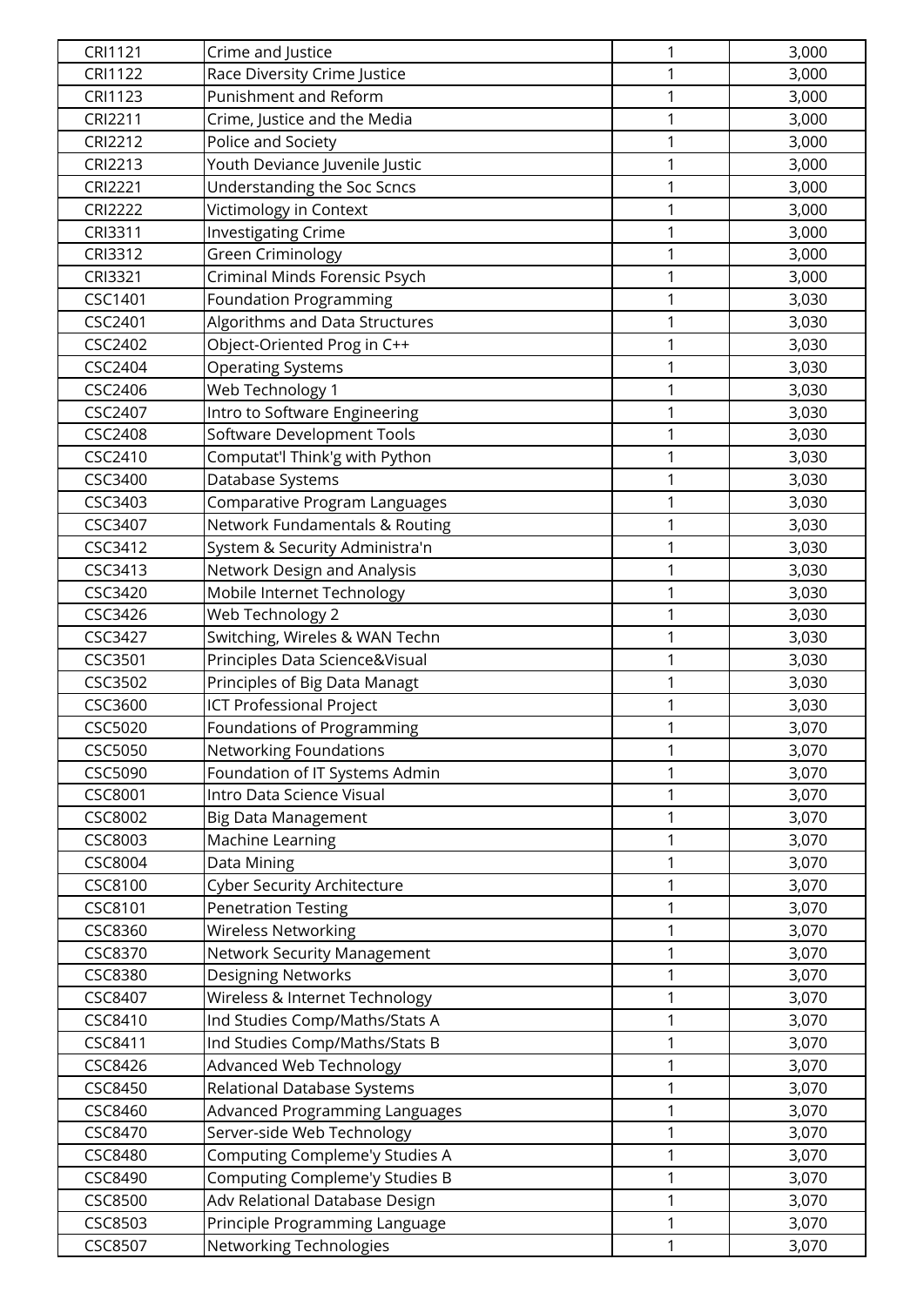| CRI1121 | Crime and Justice | 1 | 3,000 |
|---|---|---|---|
| CRI1122 | Race Diversity Crime Justice | 1 | 3,000 |
| CRI1123 | Punishment and Reform | 1 | 3,000 |
| CRI2211 | Crime, Justice and the Media | 1 | 3,000 |
| CRI2212 | Police and Society | 1 | 3,000 |
| CRI2213 | Youth Deviance Juvenile Justic | 1 | 3,000 |
| CRI2221 | Understanding the Soc Scncs | 1 | 3,000 |
| CRI2222 | Victimology in Context | 1 | 3,000 |
| CRI3311 | Investigating Crime | 1 | 3,000 |
| CRI3312 | Green Criminology | 1 | 3,000 |
| CRI3321 | Criminal Minds Forensic Psych | 1 | 3,000 |
| CSC1401 | Foundation Programming | 1 | 3,030 |
| CSC2401 | Algorithms and Data Structures | 1 | 3,030 |
| CSC2402 | Object-Oriented Prog in C++ | 1 | 3,030 |
| CSC2404 | Operating Systems | 1 | 3,030 |
| CSC2406 | Web Technology 1 | 1 | 3,030 |
| CSC2407 | Intro to Software Engineering | 1 | 3,030 |
| CSC2408 | Software Development Tools | 1 | 3,030 |
| CSC2410 | Computat'l Think'g with Python | 1 | 3,030 |
| CSC3400 | Database Systems | 1 | 3,030 |
| CSC3403 | Comparative Program Languages | 1 | 3,030 |
| CSC3407 | Network Fundamentals & Routing | 1 | 3,030 |
| CSC3412 | System & Security Administra'n | 1 | 3,030 |
| CSC3413 | Network Design and Analysis | 1 | 3,030 |
| CSC3420 | Mobile Internet Technology | 1 | 3,030 |
| CSC3426 | Web Technology 2 | 1 | 3,030 |
| CSC3427 | Switching, Wireles & WAN Techn | 1 | 3,030 |
| CSC3501 | Principles Data Science&Visual | 1 | 3,030 |
| CSC3502 | Principles of Big Data Managt | 1 | 3,030 |
| CSC3600 | ICT Professional Project | 1 | 3,030 |
| CSC5020 | Foundations of Programming | 1 | 3,070 |
| CSC5050 | Networking Foundations | 1 | 3,070 |
| CSC5090 | Foundation of IT Systems Admin | 1 | 3,070 |
| CSC8001 | Intro Data Science Visual | 1 | 3,070 |
| CSC8002 | Big Data Management | 1 | 3,070 |
| CSC8003 | Machine Learning | 1 | 3,070 |
| CSC8004 | Data Mining | 1 | 3,070 |
| CSC8100 | Cyber Security Architecture | 1 | 3,070 |
| CSC8101 | Penetration Testing | 1 | 3,070 |
| CSC8360 | Wireless Networking | 1 | 3,070 |
| CSC8370 | Network Security Management | 1 | 3,070 |
| CSC8380 | Designing Networks | 1 | 3,070 |
| CSC8407 | Wireless & Internet Technology | 1 | 3,070 |
| CSC8410 | Ind Studies Comp/Maths/Stats A | 1 | 3,070 |
| CSC8411 | Ind Studies Comp/Maths/Stats B | 1 | 3,070 |
| CSC8426 | Advanced Web Technology | 1 | 3,070 |
| CSC8450 | Relational Database Systems | 1 | 3,070 |
| CSC8460 | Advanced Programming Languages | 1 | 3,070 |
| CSC8470 | Server-side Web Technology | 1 | 3,070 |
| CSC8480 | Computing Compleme'y Studies A | 1 | 3,070 |
| CSC8490 | Computing Compleme'y Studies B | 1 | 3,070 |
| CSC8500 | Adv Relational Database Design | 1 | 3,070 |
| CSC8503 | Principle Programming Language | 1 | 3,070 |
| CSC8507 | Networking Technologies | 1 | 3,070 |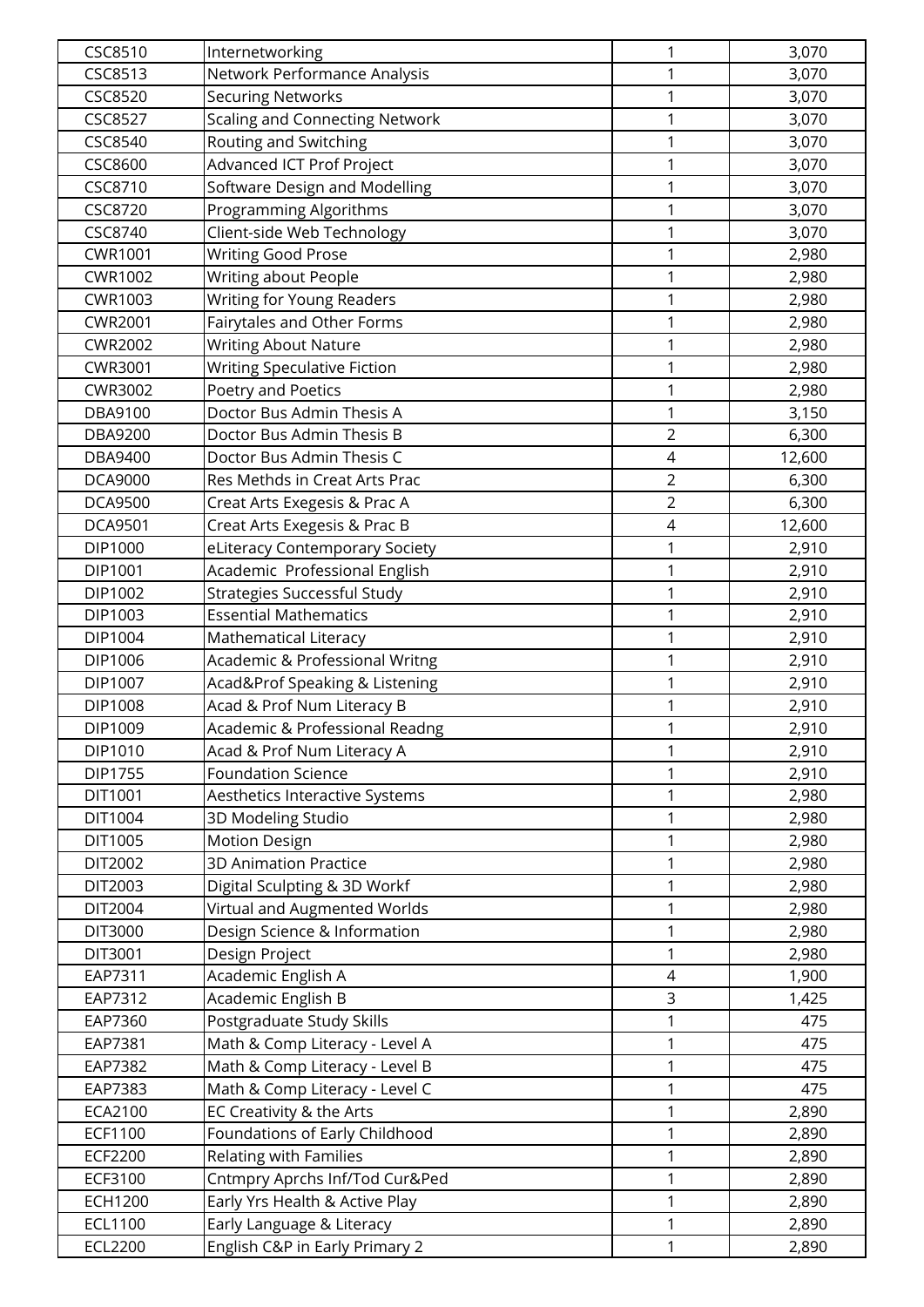| | | | |
|---|---|---|---|
| CSC8510 | Internetworking | 1 | 3,070 |
| CSC8513 | Network Performance Analysis | 1 | 3,070 |
| CSC8520 | Securing Networks | 1 | 3,070 |
| CSC8527 | Scaling and Connecting Network | 1 | 3,070 |
| CSC8540 | Routing and Switching | 1 | 3,070 |
| CSC8600 | Advanced ICT Prof Project | 1 | 3,070 |
| CSC8710 | Software Design and Modelling | 1 | 3,070 |
| CSC8720 | Programming Algorithms | 1 | 3,070 |
| CSC8740 | Client-side Web Technology | 1 | 3,070 |
| CWR1001 | Writing Good Prose | 1 | 2,980 |
| CWR1002 | Writing about People | 1 | 2,980 |
| CWR1003 | Writing for Young Readers | 1 | 2,980 |
| CWR2001 | Fairytales and Other Forms | 1 | 2,980 |
| CWR2002 | Writing About Nature | 1 | 2,980 |
| CWR3001 | Writing Speculative Fiction | 1 | 2,980 |
| CWR3002 | Poetry and Poetics | 1 | 2,980 |
| DBA9100 | Doctor Bus Admin Thesis A | 1 | 3,150 |
| DBA9200 | Doctor Bus Admin Thesis B | 2 | 6,300 |
| DBA9400 | Doctor Bus Admin Thesis C | 4 | 12,600 |
| DCA9000 | Res Methds in Creat Arts Prac | 2 | 6,300 |
| DCA9500 | Creat Arts Exegesis & Prac A | 2 | 6,300 |
| DCA9501 | Creat Arts Exegesis & Prac B | 4 | 12,600 |
| DIP1000 | eLiteracy Contemporary Society | 1 | 2,910 |
| DIP1001 | Academic  Professional English | 1 | 2,910 |
| DIP1002 | Strategies Successful Study | 1 | 2,910 |
| DIP1003 | Essential Mathematics | 1 | 2,910 |
| DIP1004 | Mathematical Literacy | 1 | 2,910 |
| DIP1006 | Academic & Professional Writng | 1 | 2,910 |
| DIP1007 | Acad&Prof Speaking & Listening | 1 | 2,910 |
| DIP1008 | Acad & Prof Num Literacy B | 1 | 2,910 |
| DIP1009 | Academic & Professional Readng | 1 | 2,910 |
| DIP1010 | Acad & Prof Num Literacy A | 1 | 2,910 |
| DIP1755 | Foundation Science | 1 | 2,910 |
| DIT1001 | Aesthetics Interactive Systems | 1 | 2,980 |
| DIT1004 | 3D Modeling Studio | 1 | 2,980 |
| DIT1005 | Motion Design | 1 | 2,980 |
| DIT2002 | 3D Animation Practice | 1 | 2,980 |
| DIT2003 | Digital Sculpting & 3D Workf | 1 | 2,980 |
| DIT2004 | Virtual and Augmented Worlds | 1 | 2,980 |
| DIT3000 | Design Science & Information | 1 | 2,980 |
| DIT3001 | Design Project | 1 | 2,980 |
| EAP7311 | Academic English A | 4 | 1,900 |
| EAP7312 | Academic English B | 3 | 1,425 |
| EAP7360 | Postgraduate Study Skills | 1 | 475 |
| EAP7381 | Math & Comp Literacy - Level A | 1 | 475 |
| EAP7382 | Math & Comp Literacy - Level B | 1 | 475 |
| EAP7383 | Math & Comp Literacy - Level C | 1 | 475 |
| ECA2100 | EC Creativity & the Arts | 1 | 2,890 |
| ECF1100 | Foundations of Early Childhood | 1 | 2,890 |
| ECF2200 | Relating with Families | 1 | 2,890 |
| ECF3100 | Cntmpry Aprchs Inf/Tod Cur&Ped | 1 | 2,890 |
| ECH1200 | Early Yrs Health & Active Play | 1 | 2,890 |
| ECL1100 | Early Language & Literacy | 1 | 2,890 |
| ECL2200 | English C&P in Early Primary 2 | 1 | 2,890 |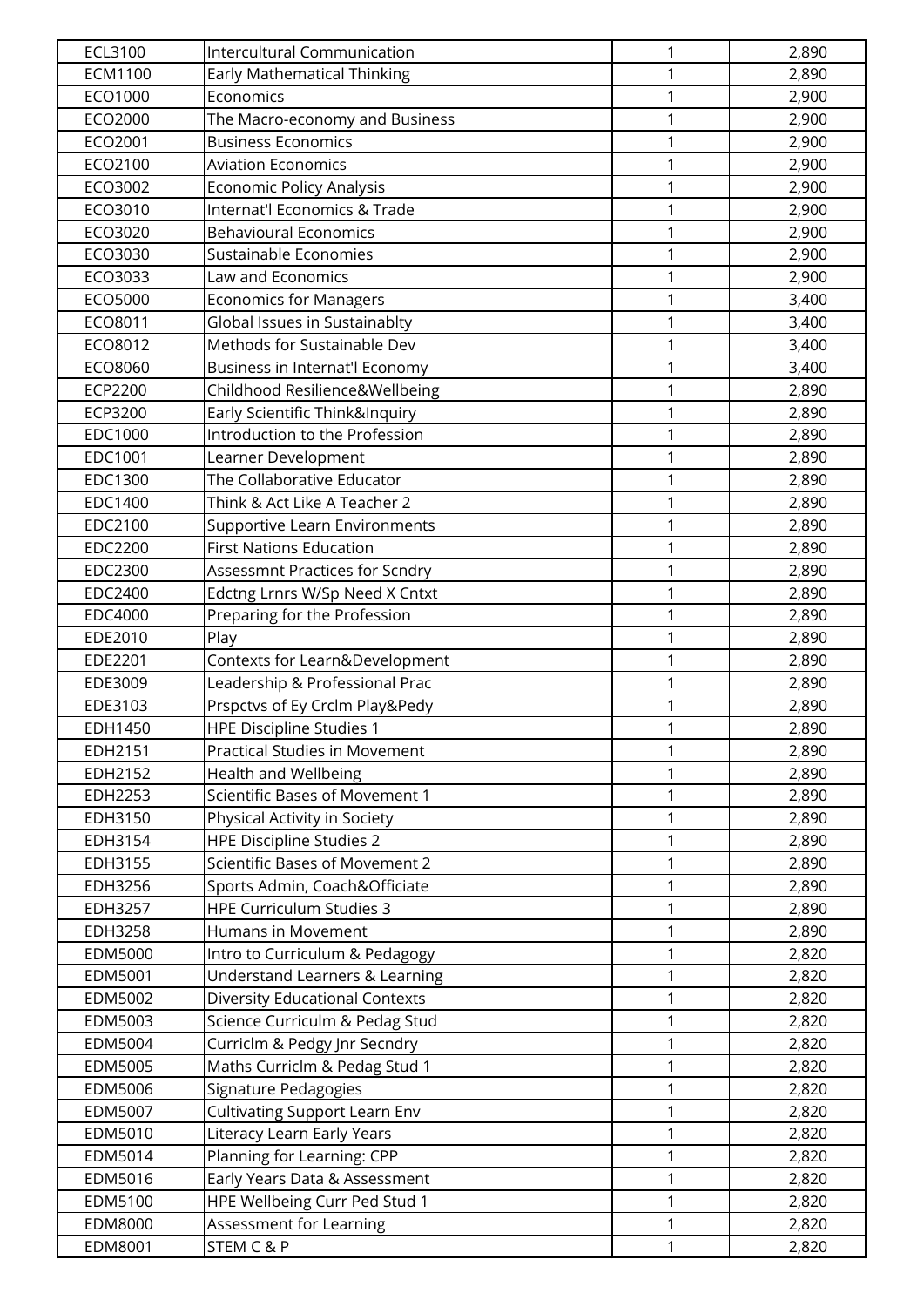| | | | |
|---|---|---|---|
| ECL3100 | Intercultural Communication | 1 | 2,890 |
| ECM1100 | Early Mathematical Thinking | 1 | 2,890 |
| ECO1000 | Economics | 1 | 2,900 |
| ECO2000 | The Macro-economy and Business | 1 | 2,900 |
| ECO2001 | Business Economics | 1 | 2,900 |
| ECO2100 | Aviation Economics | 1 | 2,900 |
| ECO3002 | Economic Policy Analysis | 1 | 2,900 |
| ECO3010 | Internat'l Economics & Trade | 1 | 2,900 |
| ECO3020 | Behavioural Economics | 1 | 2,900 |
| ECO3030 | Sustainable Economies | 1 | 2,900 |
| ECO3033 | Law and Economics | 1 | 2,900 |
| ECO5000 | Economics for Managers | 1 | 3,400 |
| ECO8011 | Global Issues in Sustainablty | 1 | 3,400 |
| ECO8012 | Methods for Sustainable Dev | 1 | 3,400 |
| ECO8060 | Business in Internat'l Economy | 1 | 3,400 |
| ECP2200 | Childhood Resilience&Wellbeing | 1 | 2,890 |
| ECP3200 | Early Scientific Think&Inquiry | 1 | 2,890 |
| EDC1000 | Introduction to the Profession | 1 | 2,890 |
| EDC1001 | Learner Development | 1 | 2,890 |
| EDC1300 | The Collaborative Educator | 1 | 2,890 |
| EDC1400 | Think & Act Like A Teacher 2 | 1 | 2,890 |
| EDC2100 | Supportive Learn Environments | 1 | 2,890 |
| EDC2200 | First Nations Education | 1 | 2,890 |
| EDC2300 | Assessmnt Practices for Scndry | 1 | 2,890 |
| EDC2400 | Edctng Lrnrs W/Sp Need X Cntxt | 1 | 2,890 |
| EDC4000 | Preparing for the Profession | 1 | 2,890 |
| EDE2010 | Play | 1 | 2,890 |
| EDE2201 | Contexts for Learn&Development | 1 | 2,890 |
| EDE3009 | Leadership & Professional Prac | 1 | 2,890 |
| EDE3103 | Prspctvs of Ey Crclm Play&Pedy | 1 | 2,890 |
| EDH1450 | HPE Discipline Studies 1 | 1 | 2,890 |
| EDH2151 | Practical Studies in Movement | 1 | 2,890 |
| EDH2152 | Health and Wellbeing | 1 | 2,890 |
| EDH2253 | Scientific Bases of Movement 1 | 1 | 2,890 |
| EDH3150 | Physical Activity in Society | 1 | 2,890 |
| EDH3154 | HPE Discipline Studies 2 | 1 | 2,890 |
| EDH3155 | Scientific Bases of Movement 2 | 1 | 2,890 |
| EDH3256 | Sports Admin, Coach&Officiate | 1 | 2,890 |
| EDH3257 | HPE Curriculum Studies 3 | 1 | 2,890 |
| EDH3258 | Humans in Movement | 1 | 2,890 |
| EDM5000 | Intro to Curriculum & Pedagogy | 1 | 2,820 |
| EDM5001 | Understand Learners & Learning | 1 | 2,820 |
| EDM5002 | Diversity Educational Contexts | 1 | 2,820 |
| EDM5003 | Science Curriculm & Pedag Stud | 1 | 2,820 |
| EDM5004 | Curriclm & Pedgy Jnr Secndry | 1 | 2,820 |
| EDM5005 | Maths Curriclm & Pedag Stud 1 | 1 | 2,820 |
| EDM5006 | Signature Pedagogies | 1 | 2,820 |
| EDM5007 | Cultivating Support Learn Env | 1 | 2,820 |
| EDM5010 | Literacy Learn Early Years | 1 | 2,820 |
| EDM5014 | Planning for Learning: CPP | 1 | 2,820 |
| EDM5016 | Early Years Data & Assessment | 1 | 2,820 |
| EDM5100 | HPE Wellbeing Curr Ped Stud 1 | 1 | 2,820 |
| EDM8000 | Assessment for Learning | 1 | 2,820 |
| EDM8001 | STEM C & P | 1 | 2,820 |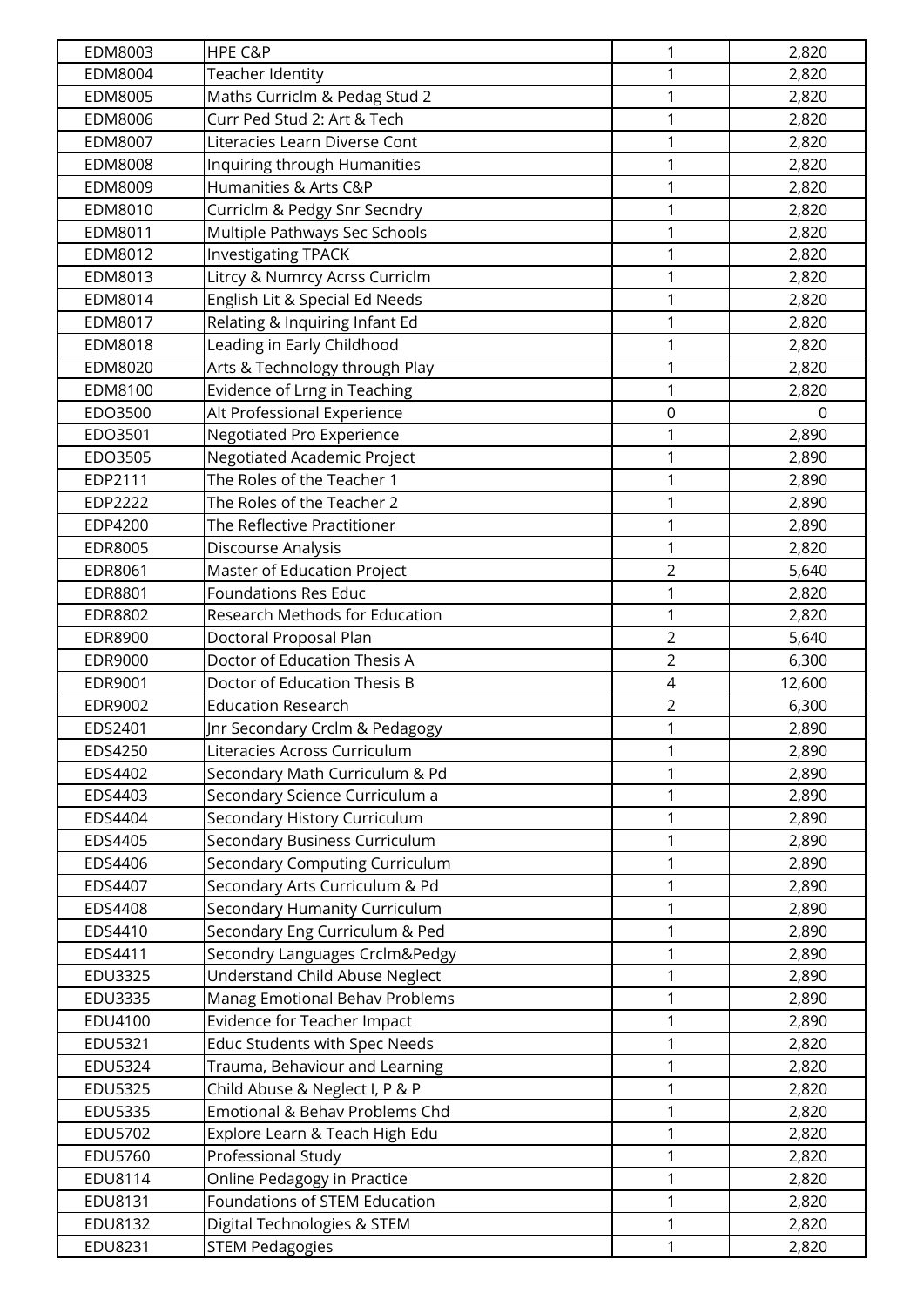| EDM8003 | HPE C&P | 1 | 2,820 |
|---|---|---|---|
| EDM8004 | Teacher Identity | 1 | 2,820 |
| EDM8005 | Maths Curriclm & Pedag Stud 2 | 1 | 2,820 |
| EDM8006 | Curr Ped Stud 2: Art & Tech | 1 | 2,820 |
| EDM8007 | Literacies Learn Diverse Cont | 1 | 2,820 |
| EDM8008 | Inquiring through Humanities | 1 | 2,820 |
| EDM8009 | Humanities & Arts C&P | 1 | 2,820 |
| EDM8010 | Curriclm & Pedgy Snr Secndry | 1 | 2,820 |
| EDM8011 | Multiple Pathways Sec Schools | 1 | 2,820 |
| EDM8012 | Investigating TPACK | 1 | 2,820 |
| EDM8013 | Litrcy & Numrcy Acrss Curriclm | 1 | 2,820 |
| EDM8014 | English Lit & Special Ed Needs | 1 | 2,820 |
| EDM8017 | Relating & Inquiring Infant Ed | 1 | 2,820 |
| EDM8018 | Leading in Early Childhood | 1 | 2,820 |
| EDM8020 | Arts & Technology through Play | 1 | 2,820 |
| EDM8100 | Evidence of Lrng in Teaching | 1 | 2,820 |
| EDO3500 | Alt Professional Experience | 0 | 0 |
| EDO3501 | Negotiated Pro Experience | 1 | 2,890 |
| EDO3505 | Negotiated Academic Project | 1 | 2,890 |
| EDP2111 | The Roles of the Teacher 1 | 1 | 2,890 |
| EDP2222 | The Roles of the Teacher 2 | 1 | 2,890 |
| EDP4200 | The Reflective Practitioner | 1 | 2,890 |
| EDR8005 | Discourse Analysis | 1 | 2,820 |
| EDR8061 | Master of Education Project | 2 | 5,640 |
| EDR8801 | Foundations Res Educ | 1 | 2,820 |
| EDR8802 | Research Methods for Education | 1 | 2,820 |
| EDR8900 | Doctoral Proposal Plan | 2 | 5,640 |
| EDR9000 | Doctor of Education Thesis A | 2 | 6,300 |
| EDR9001 | Doctor of Education Thesis B | 4 | 12,600 |
| EDR9002 | Education Research | 2 | 6,300 |
| EDS2401 | Jnr Secondary Crclm & Pedagogy | 1 | 2,890 |
| EDS4250 | Literacies Across Curriculum | 1 | 2,890 |
| EDS4402 | Secondary Math Curriculum & Pd | 1 | 2,890 |
| EDS4403 | Secondary Science Curriculum a | 1 | 2,890 |
| EDS4404 | Secondary History Curriculum | 1 | 2,890 |
| EDS4405 | Secondary Business Curriculum | 1 | 2,890 |
| EDS4406 | Secondary Computing Curriculum | 1 | 2,890 |
| EDS4407 | Secondary Arts Curriculum & Pd | 1 | 2,890 |
| EDS4408 | Secondary Humanity Curriculum | 1 | 2,890 |
| EDS4410 | Secondary Eng Curriculum & Ped | 1 | 2,890 |
| EDS4411 | Secondry Languages Crclm&Pedgy | 1 | 2,890 |
| EDU3325 | Understand Child Abuse Neglect | 1 | 2,890 |
| EDU3335 | Manag Emotional Behav Problems | 1 | 2,890 |
| EDU4100 | Evidence for Teacher Impact | 1 | 2,890 |
| EDU5321 | Educ Students with Spec Needs | 1 | 2,820 |
| EDU5324 | Trauma, Behaviour and Learning | 1 | 2,820 |
| EDU5325 | Child Abuse & Neglect I, P & P | 1 | 2,820 |
| EDU5335 | Emotional & Behav Problems Chd | 1 | 2,820 |
| EDU5702 | Explore Learn & Teach High Edu | 1 | 2,820 |
| EDU5760 | Professional Study | 1 | 2,820 |
| EDU8114 | Online Pedagogy in Practice | 1 | 2,820 |
| EDU8131 | Foundations of STEM Education | 1 | 2,820 |
| EDU8132 | Digital Technologies & STEM | 1 | 2,820 |
| EDU8231 | STEM Pedagogies | 1 | 2,820 |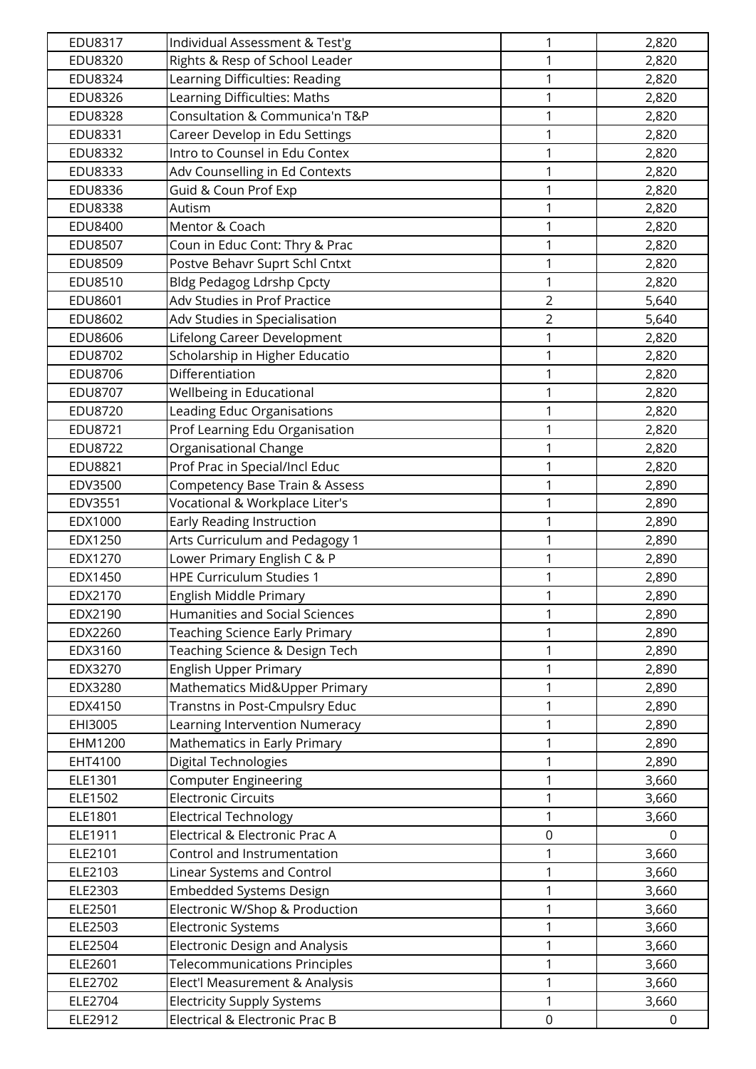| | | | |
|---|---|---|---|
| EDU8317 | Individual Assessment & Test'g | 1 | 2,820 |
| EDU8320 | Rights & Resp of School Leader | 1 | 2,820 |
| EDU8324 | Learning Difficulties: Reading | 1 | 2,820 |
| EDU8326 | Learning Difficulties: Maths | 1 | 2,820 |
| EDU8328 | Consultation & Communica'n T&P | 1 | 2,820 |
| EDU8331 | Career Develop in Edu Settings | 1 | 2,820 |
| EDU8332 | Intro to Counsel in Edu Contex | 1 | 2,820 |
| EDU8333 | Adv Counselling in Ed Contexts | 1 | 2,820 |
| EDU8336 | Guid & Coun Prof Exp | 1 | 2,820 |
| EDU8338 | Autism | 1 | 2,820 |
| EDU8400 | Mentor & Coach | 1 | 2,820 |
| EDU8507 | Coun in Educ Cont: Thry & Prac | 1 | 2,820 |
| EDU8509 | Postve Behavr Suprt Schl Cntxt | 1 | 2,820 |
| EDU8510 | Bldg Pedagog Ldrshp Cpcty | 1 | 2,820 |
| EDU8601 | Adv Studies in Prof Practice | 2 | 5,640 |
| EDU8602 | Adv Studies in Specialisation | 2 | 5,640 |
| EDU8606 | Lifelong Career Development | 1 | 2,820 |
| EDU8702 | Scholarship in Higher Educatio | 1 | 2,820 |
| EDU8706 | Differentiation | 1 | 2,820 |
| EDU8707 | Wellbeing in Educational | 1 | 2,820 |
| EDU8720 | Leading Educ Organisations | 1 | 2,820 |
| EDU8721 | Prof Learning Edu Organisation | 1 | 2,820 |
| EDU8722 | Organisational Change | 1 | 2,820 |
| EDU8821 | Prof Prac in Special/Incl Educ | 1 | 2,820 |
| EDV3500 | Competency Base Train & Assess | 1 | 2,890 |
| EDV3551 | Vocational & Workplace Liter's | 1 | 2,890 |
| EDX1000 | Early Reading Instruction | 1 | 2,890 |
| EDX1250 | Arts Curriculum and Pedagogy 1 | 1 | 2,890 |
| EDX1270 | Lower Primary English C & P | 1 | 2,890 |
| EDX1450 | HPE Curriculum Studies 1 | 1 | 2,890 |
| EDX2170 | English Middle Primary | 1 | 2,890 |
| EDX2190 | Humanities and Social Sciences | 1 | 2,890 |
| EDX2260 | Teaching Science Early Primary | 1 | 2,890 |
| EDX3160 | Teaching Science & Design Tech | 1 | 2,890 |
| EDX3270 | English Upper Primary | 1 | 2,890 |
| EDX3280 | Mathematics Mid&Upper Primary | 1 | 2,890 |
| EDX4150 | Transtns in Post-Cmpulsry Educ | 1 | 2,890 |
| EHI3005 | Learning Intervention Numeracy | 1 | 2,890 |
| EHM1200 | Mathematics in Early Primary | 1 | 2,890 |
| EHT4100 | Digital Technologies | 1 | 2,890 |
| ELE1301 | Computer Engineering | 1 | 3,660 |
| ELE1502 | Electronic Circuits | 1 | 3,660 |
| ELE1801 | Electrical Technology | 1 | 3,660 |
| ELE1911 | Electrical & Electronic Prac A | 0 | 0 |
| ELE2101 | Control and Instrumentation | 1 | 3,660 |
| ELE2103 | Linear Systems and Control | 1 | 3,660 |
| ELE2303 | Embedded Systems Design | 1 | 3,660 |
| ELE2501 | Electronic W/Shop & Production | 1 | 3,660 |
| ELE2503 | Electronic Systems | 1 | 3,660 |
| ELE2504 | Electronic Design and Analysis | 1 | 3,660 |
| ELE2601 | Telecommunications Principles | 1 | 3,660 |
| ELE2702 | Elect'l Measurement & Analysis | 1 | 3,660 |
| ELE2704 | Electricity Supply Systems | 1 | 3,660 |
| ELE2912 | Electrical & Electronic Prac B | 0 | 0 |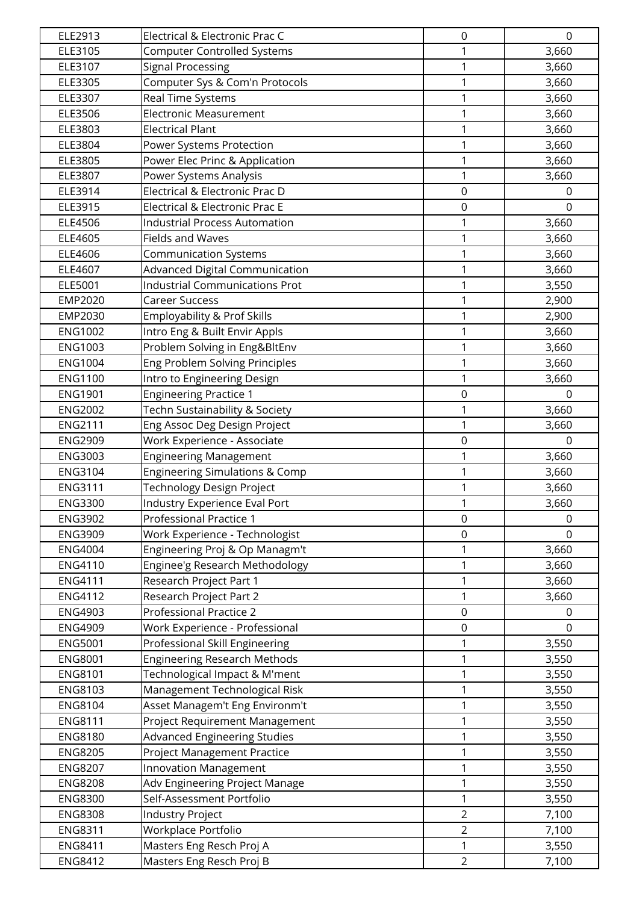| | | | |
|---|---|---|---|
| ELE2913 | Electrical & Electronic Prac C | 0 | 0 |
| ELE3105 | Computer Controlled Systems | 1 | 3,660 |
| ELE3107 | Signal Processing | 1 | 3,660 |
| ELE3305 | Computer Sys & Com'n Protocols | 1 | 3,660 |
| ELE3307 | Real Time Systems | 1 | 3,660 |
| ELE3506 | Electronic Measurement | 1 | 3,660 |
| ELE3803 | Electrical Plant | 1 | 3,660 |
| ELE3804 | Power Systems Protection | 1 | 3,660 |
| ELE3805 | Power Elec Princ & Application | 1 | 3,660 |
| ELE3807 | Power Systems Analysis | 1 | 3,660 |
| ELE3914 | Electrical & Electronic Prac D | 0 | 0 |
| ELE3915 | Electrical & Electronic Prac E | 0 | 0 |
| ELE4506 | Industrial Process Automation | 1 | 3,660 |
| ELE4605 | Fields and Waves | 1 | 3,660 |
| ELE4606 | Communication Systems | 1 | 3,660 |
| ELE4607 | Advanced Digital Communication | 1 | 3,660 |
| ELE5001 | Industrial Communications Prot | 1 | 3,550 |
| EMP2020 | Career Success | 1 | 2,900 |
| EMP2030 | Employability & Prof Skills | 1 | 2,900 |
| ENG1002 | Intro Eng & Built Envir Appls | 1 | 3,660 |
| ENG1003 | Problem Solving in Eng&BltEnv | 1 | 3,660 |
| ENG1004 | Eng Problem Solving Principles | 1 | 3,660 |
| ENG1100 | Intro to Engineering Design | 1 | 3,660 |
| ENG1901 | Engineering Practice 1 | 0 | 0 |
| ENG2002 | Techn Sustainability & Society | 1 | 3,660 |
| ENG2111 | Eng Assoc Deg Design Project | 1 | 3,660 |
| ENG2909 | Work Experience - Associate | 0 | 0 |
| ENG3003 | Engineering Management | 1 | 3,660 |
| ENG3104 | Engineering Simulations & Comp | 1 | 3,660 |
| ENG3111 | Technology Design Project | 1 | 3,660 |
| ENG3300 | Industry Experience Eval Port | 1 | 3,660 |
| ENG3902 | Professional Practice 1 | 0 | 0 |
| ENG3909 | Work Experience - Technologist | 0 | 0 |
| ENG4004 | Engineering Proj & Op Managm't | 1 | 3,660 |
| ENG4110 | Enginee'g Research Methodology | 1 | 3,660 |
| ENG4111 | Research Project Part 1 | 1 | 3,660 |
| ENG4112 | Research Project Part 2 | 1 | 3,660 |
| ENG4903 | Professional Practice 2 | 0 | 0 |
| ENG4909 | Work Experience - Professional | 0 | 0 |
| ENG5001 | Professional Skill Engineering | 1 | 3,550 |
| ENG8001 | Engineering Research Methods | 1 | 3,550 |
| ENG8101 | Technological Impact & M'ment | 1 | 3,550 |
| ENG8103 | Management Technological Risk | 1 | 3,550 |
| ENG8104 | Asset Managem't Eng Environm't | 1 | 3,550 |
| ENG8111 | Project Requirement Management | 1 | 3,550 |
| ENG8180 | Advanced Engineering Studies | 1 | 3,550 |
| ENG8205 | Project Management Practice | 1 | 3,550 |
| ENG8207 | Innovation Management | 1 | 3,550 |
| ENG8208 | Adv Engineering Project Manage | 1 | 3,550 |
| ENG8300 | Self-Assessment Portfolio | 1 | 3,550 |
| ENG8308 | Industry Project | 2 | 7,100 |
| ENG8311 | Workplace Portfolio | 2 | 7,100 |
| ENG8411 | Masters Eng Resch Proj A | 1 | 3,550 |
| ENG8412 | Masters Eng Resch Proj B | 2 | 7,100 |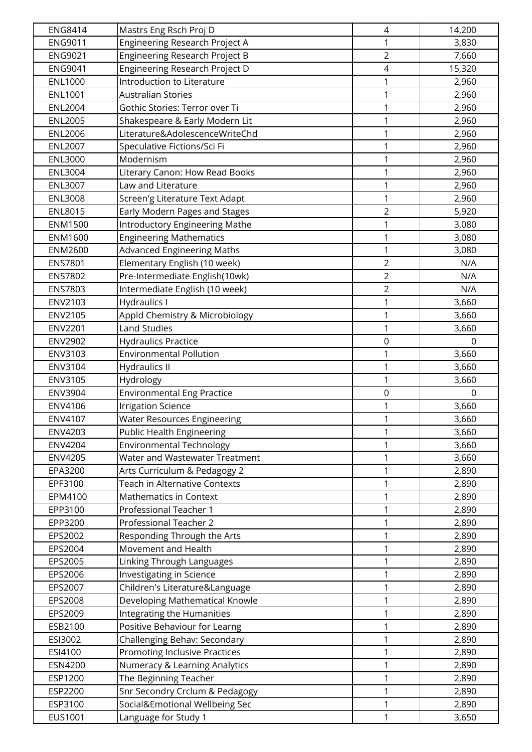| ENG8414 | Mastrs Eng Rsch Proj D | 4 | 14,200 |
|---|---|---|---|
| ENG9011 | Engineering Research Project A | 1 | 3,830 |
| ENG9021 | Engineering Research Project B | 2 | 7,660 |
| ENG9041 | Engineering Research Project D | 4 | 15,320 |
| ENL1000 | Introduction to Literature | 1 | 2,960 |
| ENL1001 | Australian Stories | 1 | 2,960 |
| ENL2004 | Gothic Stories: Terror over Ti | 1 | 2,960 |
| ENL2005 | Shakespeare & Early Modern Lit | 1 | 2,960 |
| ENL2006 | Literature&AdolescenceWriteChd | 1 | 2,960 |
| ENL2007 | Speculative Fictions/Sci Fi | 1 | 2,960 |
| ENL3000 | Modernism | 1 | 2,960 |
| ENL3004 | Literary Canon: How Read Books | 1 | 2,960 |
| ENL3007 | Law and Literature | 1 | 2,960 |
| ENL3008 | Screen'g Literature Text Adapt | 1 | 2,960 |
| ENL8015 | Early Modern Pages and Stages | 2 | 5,920 |
| ENM1500 | Introductory Engineering Mathe | 1 | 3,080 |
| ENM1600 | Engineering Mathematics | 1 | 3,080 |
| ENM2600 | Advanced Engineering Maths | 1 | 3,080 |
| ENS7801 | Elementary English (10 week) | 2 | N/A |
| ENS7802 | Pre-Intermediate English(10wk) | 2 | N/A |
| ENS7803 | Intermediate English (10 week) | 2 | N/A |
| ENV2103 | Hydraulics I | 1 | 3,660 |
| ENV2105 | Appld Chemistry & Microbiology | 1 | 3,660 |
| ENV2201 | Land Studies | 1 | 3,660 |
| ENV2902 | Hydraulics Practice | 0 | 0 |
| ENV3103 | Environmental Pollution | 1 | 3,660 |
| ENV3104 | Hydraulics II | 1 | 3,660 |
| ENV3105 | Hydrology | 1 | 3,660 |
| ENV3904 | Environmental Eng Practice | 0 | 0 |
| ENV4106 | Irrigation Science | 1 | 3,660 |
| ENV4107 | Water Resources Engineering | 1 | 3,660 |
| ENV4203 | Public Health Engineering | 1 | 3,660 |
| ENV4204 | Environmental Technology | 1 | 3,660 |
| ENV4205 | Water and Wastewater Treatment | 1 | 3,660 |
| EPA3200 | Arts Curriculum & Pedagogy 2 | 1 | 2,890 |
| EPF3100 | Teach in Alternative Contexts | 1 | 2,890 |
| EPM4100 | Mathematics in Context | 1 | 2,890 |
| EPP3100 | Professional Teacher 1 | 1 | 2,890 |
| EPP3200 | Professional Teacher 2 | 1 | 2,890 |
| EPS2002 | Responding Through the Arts | 1 | 2,890 |
| EPS2004 | Movement and Health | 1 | 2,890 |
| EPS2005 | Linking Through Languages | 1 | 2,890 |
| EPS2006 | Investigating in Science | 1 | 2,890 |
| EPS2007 | Children's Literature&Language | 1 | 2,890 |
| EPS2008 | Developing Mathematical Knowle | 1 | 2,890 |
| EPS2009 | Integrating the Humanities | 1 | 2,890 |
| ESB2100 | Positive Behaviour for Learng | 1 | 2,890 |
| ESI3002 | Challenging Behav: Secondary | 1 | 2,890 |
| ESI4100 | Promoting Inclusive Practices | 1 | 2,890 |
| ESN4200 | Numeracy & Learning Analytics | 1 | 2,890 |
| ESP1200 | The Beginning Teacher | 1 | 2,890 |
| ESP2200 | Snr Secondry Crclum & Pedagogy | 1 | 2,890 |
| ESP3100 | Social&Emotional Wellbeing Sec | 1 | 2,890 |
| EUS1001 | Language for Study 1 | 1 | 3,650 |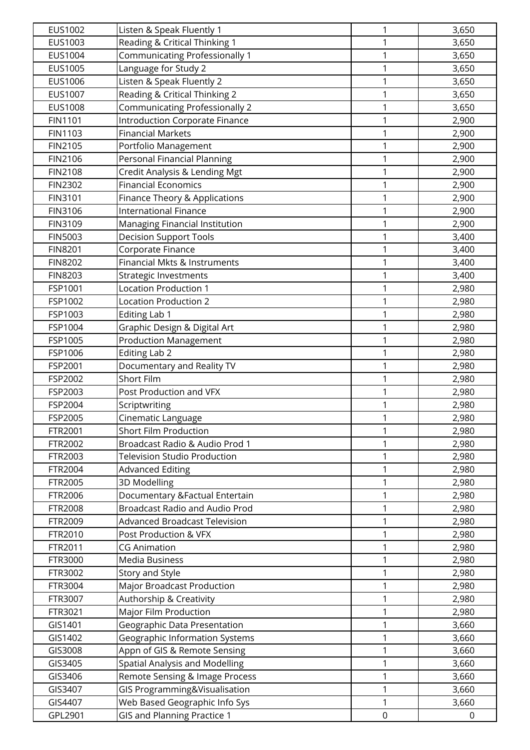| EUS1002 | Listen & Speak Fluently 1 | 1 | 3,650 |
|---|---|---|---|
| EUS1003 | Reading & Critical Thinking 1 | 1 | 3,650 |
| EUS1004 | Communicating Professionally 1 | 1 | 3,650 |
| EUS1005 | Language for Study 2 | 1 | 3,650 |
| EUS1006 | Listen & Speak Fluently 2 | 1 | 3,650 |
| EUS1007 | Reading & Critical Thinking 2 | 1 | 3,650 |
| EUS1008 | Communicating Professionally 2 | 1 | 3,650 |
| FIN1101 | Introduction Corporate Finance | 1 | 2,900 |
| FIN1103 | Financial Markets | 1 | 2,900 |
| FIN2105 | Portfolio Management | 1 | 2,900 |
| FIN2106 | Personal Financial Planning | 1 | 2,900 |
| FIN2108 | Credit Analysis & Lending Mgt | 1 | 2,900 |
| FIN2302 | Financial Economics | 1 | 2,900 |
| FIN3101 | Finance Theory & Applications | 1 | 2,900 |
| FIN3106 | International Finance | 1 | 2,900 |
| FIN3109 | Managing Financial Institution | 1 | 2,900 |
| FIN5003 | Decision Support Tools | 1 | 3,400 |
| FIN8201 | Corporate Finance | 1 | 3,400 |
| FIN8202 | Financial Mkts & Instruments | 1 | 3,400 |
| FIN8203 | Strategic Investments | 1 | 3,400 |
| FSP1001 | Location Production 1 | 1 | 2,980 |
| FSP1002 | Location Production 2 | 1 | 2,980 |
| FSP1003 | Editing Lab 1 | 1 | 2,980 |
| FSP1004 | Graphic Design & Digital Art | 1 | 2,980 |
| FSP1005 | Production Management | 1 | 2,980 |
| FSP1006 | Editing Lab 2 | 1 | 2,980 |
| FSP2001 | Documentary and Reality TV | 1 | 2,980 |
| FSP2002 | Short Film | 1 | 2,980 |
| FSP2003 | Post Production and VFX | 1 | 2,980 |
| FSP2004 | Scriptwriting | 1 | 2,980 |
| FSP2005 | Cinematic Language | 1 | 2,980 |
| FTR2001 | Short Film Production | 1 | 2,980 |
| FTR2002 | Broadcast Radio & Audio Prod 1 | 1 | 2,980 |
| FTR2003 | Television Studio Production | 1 | 2,980 |
| FTR2004 | Advanced Editing | 1 | 2,980 |
| FTR2005 | 3D Modelling | 1 | 2,980 |
| FTR2006 | Documentary &Factual Entertain | 1 | 2,980 |
| FTR2008 | Broadcast Radio and Audio Prod | 1 | 2,980 |
| FTR2009 | Advanced Broadcast Television | 1 | 2,980 |
| FTR2010 | Post Production & VFX | 1 | 2,980 |
| FTR2011 | CG Animation | 1 | 2,980 |
| FTR3000 | Media Business | 1 | 2,980 |
| FTR3002 | Story and Style | 1 | 2,980 |
| FTR3004 | Major Broadcast Production | 1 | 2,980 |
| FTR3007 | Authorship & Creativity | 1 | 2,980 |
| FTR3021 | Major Film Production | 1 | 2,980 |
| GIS1401 | Geographic Data Presentation | 1 | 3,660 |
| GIS1402 | Geographic Information Systems | 1 | 3,660 |
| GIS3008 | Appn of GIS & Remote Sensing | 1 | 3,660 |
| GIS3405 | Spatial Analysis and Modelling | 1 | 3,660 |
| GIS3406 | Remote Sensing & Image Process | 1 | 3,660 |
| GIS3407 | GIS Programming&Visualisation | 1 | 3,660 |
| GIS4407 | Web Based Geographic Info Sys | 1 | 3,660 |
| GPL2901 | GIS and Planning Practice 1 | 0 | 0 |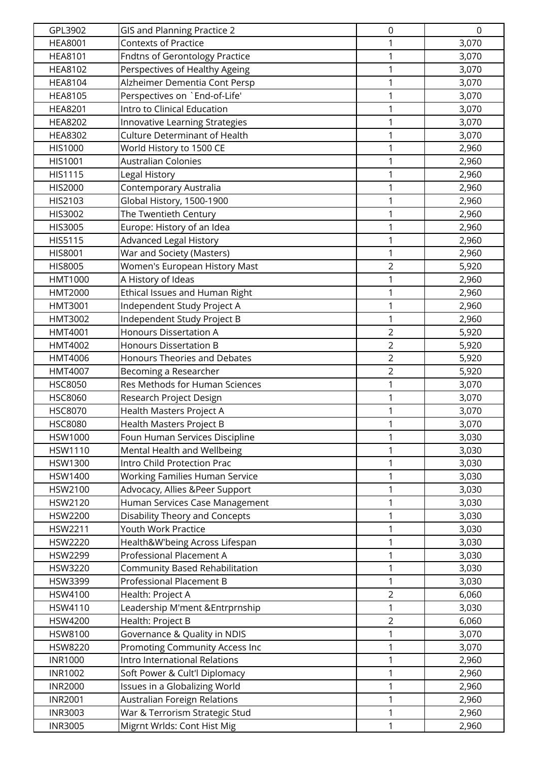| GPL3902 | GIS and Planning Practice 2 | 0 | 0 |
|---|---|---|---|
| HEA8001 | Contexts of Practice | 1 | 3,070 |
| HEA8101 | Fndtns of Gerontology Practice | 1 | 3,070 |
| HEA8102 | Perspectives of Healthy Ageing | 1 | 3,070 |
| HEA8104 | Alzheimer Dementia Cont Persp | 1 | 3,070 |
| HEA8105 | Perspectives on `End-of-Life' | 1 | 3,070 |
| HEA8201 | Intro to Clinical Education | 1 | 3,070 |
| HEA8202 | Innovative Learning Strategies | 1 | 3,070 |
| HEA8302 | Culture Determinant of Health | 1 | 3,070 |
| HIS1000 | World History to 1500 CE | 1 | 2,960 |
| HIS1001 | Australian Colonies | 1 | 2,960 |
| HIS1115 | Legal History | 1 | 2,960 |
| HIS2000 | Contemporary Australia | 1 | 2,960 |
| HIS2103 | Global History, 1500-1900 | 1 | 2,960 |
| HIS3002 | The Twentieth Century | 1 | 2,960 |
| HIS3005 | Europe: History of an Idea | 1 | 2,960 |
| HIS5115 | Advanced Legal History | 1 | 2,960 |
| HIS8001 | War and Society (Masters) | 1 | 2,960 |
| HIS8005 | Women's European History Mast | 2 | 5,920 |
| HMT1000 | A History of Ideas | 1 | 2,960 |
| HMT2000 | Ethical Issues and Human Right | 1 | 2,960 |
| HMT3001 | Independent Study Project A | 1 | 2,960 |
| HMT3002 | Independent Study Project B | 1 | 2,960 |
| HMT4001 | Honours Dissertation A | 2 | 5,920 |
| HMT4002 | Honours Dissertation B | 2 | 5,920 |
| HMT4006 | Honours Theories and Debates | 2 | 5,920 |
| HMT4007 | Becoming a Researcher | 2 | 5,920 |
| HSC8050 | Res Methods for Human Sciences | 1 | 3,070 |
| HSC8060 | Research Project Design | 1 | 3,070 |
| HSC8070 | Health Masters Project A | 1 | 3,070 |
| HSC8080 | Health Masters Project B | 1 | 3,070 |
| HSW1000 | Foun Human Services Discipline | 1 | 3,030 |
| HSW1110 | Mental Health and Wellbeing | 1 | 3,030 |
| HSW1300 | Intro Child Protection Prac | 1 | 3,030 |
| HSW1400 | Working Families Human Service | 1 | 3,030 |
| HSW2100 | Advocacy, Allies &Peer Support | 1 | 3,030 |
| HSW2120 | Human Services Case Management | 1 | 3,030 |
| HSW2200 | Disability Theory and Concepts | 1 | 3,030 |
| HSW2211 | Youth Work Practice | 1 | 3,030 |
| HSW2220 | Health&W'being Across Lifespan | 1 | 3,030 |
| HSW2299 | Professional Placement A | 1 | 3,030 |
| HSW3220 | Community Based Rehabilitation | 1 | 3,030 |
| HSW3399 | Professional Placement B | 1 | 3,030 |
| HSW4100 | Health: Project A | 2 | 6,060 |
| HSW4110 | Leadership M'ment &Entrprnship | 1 | 3,030 |
| HSW4200 | Health: Project B | 2 | 6,060 |
| HSW8100 | Governance & Quality in NDIS | 1 | 3,070 |
| HSW8220 | Promoting Community Access Inc | 1 | 3,070 |
| INR1000 | Intro International Relations | 1 | 2,960 |
| INR1002 | Soft Power & Cult'l Diplomacy | 1 | 2,960 |
| INR2000 | Issues in a Globalizing World | 1 | 2,960 |
| INR2001 | Australian Foreign Relations | 1 | 2,960 |
| INR3003 | War & Terrorism Strategic Stud | 1 | 2,960 |
| INR3005 | Migrnt Wrlds: Cont Hist Mig | 1 | 2,960 |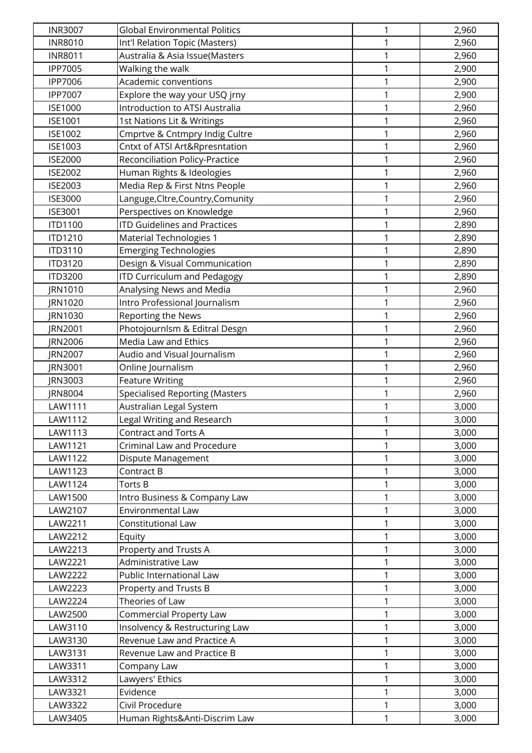| | | | |
|---|---|---|---|
| INR3007 | Global Environmental Politics | 1 | 2,960 |
| INR8010 | Int'l Relation Topic (Masters) | 1 | 2,960 |
| INR8011 | Australia & Asia Issue(Masters | 1 | 2,960 |
| IPP7005 | Walking the walk | 1 | 2,900 |
| IPP7006 | Academic conventions | 1 | 2,900 |
| IPP7007 | Explore the way your USQ jrny | 1 | 2,900 |
| ISE1000 | Introduction to ATSI Australia | 1 | 2,960 |
| ISE1001 | 1st Nations Lit & Writings | 1 | 2,960 |
| ISE1002 | Cmprtve & Cntmpry Indig Cultre | 1 | 2,960 |
| ISE1003 | Cntxt of ATSI Art&Rpresntation | 1 | 2,960 |
| ISE2000 | Reconciliation Policy-Practice | 1 | 2,960 |
| ISE2002 | Human Rights & Ideologies | 1 | 2,960 |
| ISE2003 | Media Rep & First Ntns People | 1 | 2,960 |
| ISE3000 | Languge,Cltre,Country,Comunity | 1 | 2,960 |
| ISE3001 | Perspectives on Knowledge | 1 | 2,960 |
| ITD1100 | ITD Guidelines and Practices | 1 | 2,890 |
| ITD1210 | Material Technologies 1 | 1 | 2,890 |
| ITD3110 | Emerging Technologies | 1 | 2,890 |
| ITD3120 | Design & Visual Communication | 1 | 2,890 |
| ITD3200 | ITD Curriculum and Pedagogy | 1 | 2,890 |
| JRN1010 | Analysing News and Media | 1 | 2,960 |
| JRN1020 | Intro Professional Journalism | 1 | 2,960 |
| JRN1030 | Reporting the News | 1 | 2,960 |
| JRN2001 | Photojournlsm & Editral Desgn | 1 | 2,960 |
| JRN2006 | Media Law and Ethics | 1 | 2,960 |
| JRN2007 | Audio and Visual Journalism | 1 | 2,960 |
| JRN3001 | Online Journalism | 1 | 2,960 |
| JRN3003 | Feature Writing | 1 | 2,960 |
| JRN8004 | Specialised Reporting (Masters | 1 | 2,960 |
| LAW1111 | Australian Legal System | 1 | 3,000 |
| LAW1112 | Legal Writing and Research | 1 | 3,000 |
| LAW1113 | Contract and Torts A | 1 | 3,000 |
| LAW1121 | Criminal Law and Procedure | 1 | 3,000 |
| LAW1122 | Dispute Management | 1 | 3,000 |
| LAW1123 | Contract B | 1 | 3,000 |
| LAW1124 | Torts B | 1 | 3,000 |
| LAW1500 | Intro Business & Company Law | 1 | 3,000 |
| LAW2107 | Environmental Law | 1 | 3,000 |
| LAW2211 | Constitutional Law | 1 | 3,000 |
| LAW2212 | Equity | 1 | 3,000 |
| LAW2213 | Property and Trusts A | 1 | 3,000 |
| LAW2221 | Administrative Law | 1 | 3,000 |
| LAW2222 | Public International Law | 1 | 3,000 |
| LAW2223 | Property and Trusts B | 1 | 3,000 |
| LAW2224 | Theories of Law | 1 | 3,000 |
| LAW2500 | Commercial Property Law | 1 | 3,000 |
| LAW3110 | Insolvency & Restructuring Law | 1 | 3,000 |
| LAW3130 | Revenue Law and Practice A | 1 | 3,000 |
| LAW3131 | Revenue Law and Practice B | 1 | 3,000 |
| LAW3311 | Company Law | 1 | 3,000 |
| LAW3312 | Lawyers' Ethics | 1 | 3,000 |
| LAW3321 | Evidence | 1 | 3,000 |
| LAW3322 | Civil Procedure | 1 | 3,000 |
| LAW3405 | Human Rights&Anti-Discrim Law | 1 | 3,000 |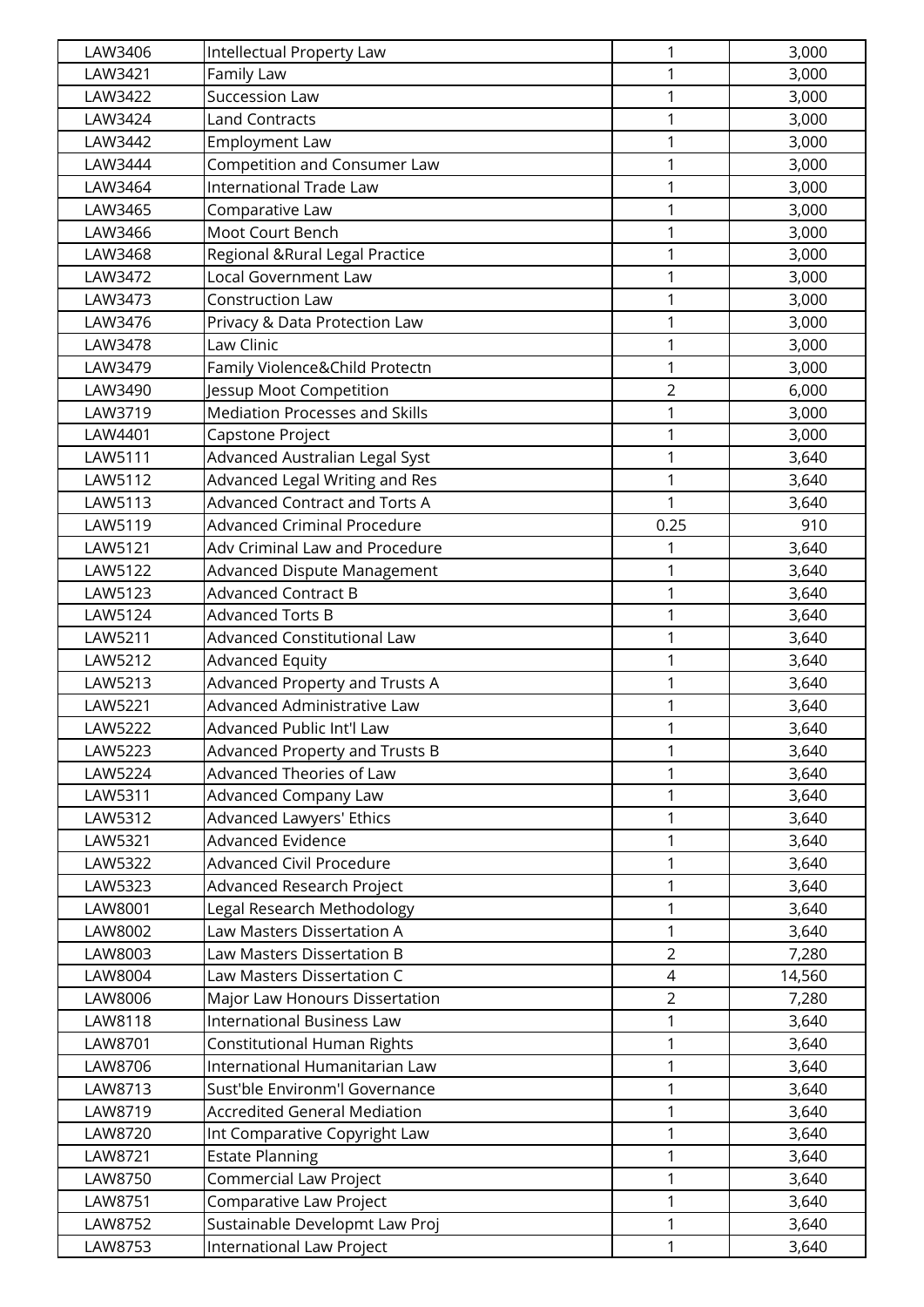| | | | |
|---|---|---|---|
| LAW3406 | Intellectual Property Law | 1 | 3,000 |
| LAW3421 | Family Law | 1 | 3,000 |
| LAW3422 | Succession Law | 1 | 3,000 |
| LAW3424 | Land Contracts | 1 | 3,000 |
| LAW3442 | Employment Law | 1 | 3,000 |
| LAW3444 | Competition and Consumer Law | 1 | 3,000 |
| LAW3464 | International Trade Law | 1 | 3,000 |
| LAW3465 | Comparative Law | 1 | 3,000 |
| LAW3466 | Moot Court Bench | 1 | 3,000 |
| LAW3468 | Regional &Rural Legal Practice | 1 | 3,000 |
| LAW3472 | Local Government Law | 1 | 3,000 |
| LAW3473 | Construction Law | 1 | 3,000 |
| LAW3476 | Privacy & Data Protection Law | 1 | 3,000 |
| LAW3478 | Law Clinic | 1 | 3,000 |
| LAW3479 | Family Violence&Child Protectn | 1 | 3,000 |
| LAW3490 | Jessup Moot Competition | 2 | 6,000 |
| LAW3719 | Mediation Processes and Skills | 1 | 3,000 |
| LAW4401 | Capstone Project | 1 | 3,000 |
| LAW5111 | Advanced Australian Legal Syst | 1 | 3,640 |
| LAW5112 | Advanced Legal Writing and Res | 1 | 3,640 |
| LAW5113 | Advanced Contract and Torts A | 1 | 3,640 |
| LAW5119 | Advanced Criminal Procedure | 0.25 | 910 |
| LAW5121 | Adv Criminal Law and Procedure | 1 | 3,640 |
| LAW5122 | Advanced Dispute Management | 1 | 3,640 |
| LAW5123 | Advanced Contract B | 1 | 3,640 |
| LAW5124 | Advanced Torts B | 1 | 3,640 |
| LAW5211 | Advanced Constitutional Law | 1 | 3,640 |
| LAW5212 | Advanced Equity | 1 | 3,640 |
| LAW5213 | Advanced Property and Trusts A | 1 | 3,640 |
| LAW5221 | Advanced Administrative Law | 1 | 3,640 |
| LAW5222 | Advanced Public Int'l Law | 1 | 3,640 |
| LAW5223 | Advanced Property and Trusts B | 1 | 3,640 |
| LAW5224 | Advanced Theories of Law | 1 | 3,640 |
| LAW5311 | Advanced Company Law | 1 | 3,640 |
| LAW5312 | Advanced Lawyers' Ethics | 1 | 3,640 |
| LAW5321 | Advanced Evidence | 1 | 3,640 |
| LAW5322 | Advanced Civil Procedure | 1 | 3,640 |
| LAW5323 | Advanced Research Project | 1 | 3,640 |
| LAW8001 | Legal Research Methodology | 1 | 3,640 |
| LAW8002 | Law Masters Dissertation A | 1 | 3,640 |
| LAW8003 | Law Masters Dissertation B | 2 | 7,280 |
| LAW8004 | Law Masters Dissertation C | 4 | 14,560 |
| LAW8006 | Major Law Honours Dissertation | 2 | 7,280 |
| LAW8118 | International Business Law | 1 | 3,640 |
| LAW8701 | Constitutional Human Rights | 1 | 3,640 |
| LAW8706 | International Humanitarian Law | 1 | 3,640 |
| LAW8713 | Sust'ble Environm'l Governance | 1 | 3,640 |
| LAW8719 | Accredited General Mediation | 1 | 3,640 |
| LAW8720 | Int Comparative Copyright Law | 1 | 3,640 |
| LAW8721 | Estate Planning | 1 | 3,640 |
| LAW8750 | Commercial Law Project | 1 | 3,640 |
| LAW8751 | Comparative Law Project | 1 | 3,640 |
| LAW8752 | Sustainable Developmt Law Proj | 1 | 3,640 |
| LAW8753 | International Law Project | 1 | 3,640 |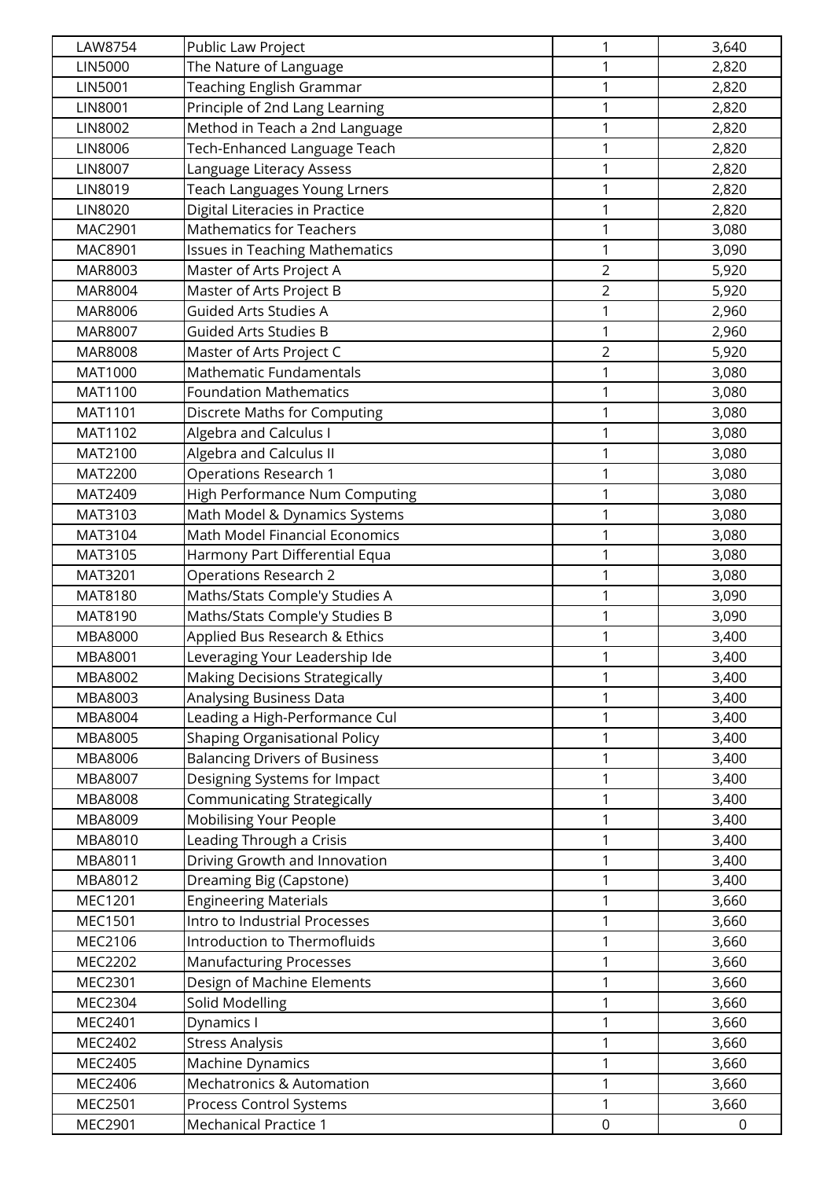| | | | |
|---|---|---|---|
| LAW8754 | Public Law Project | 1 | 3,640 |
| LIN5000 | The Nature of Language | 1 | 2,820 |
| LIN5001 | Teaching English Grammar | 1 | 2,820 |
| LIN8001 | Principle of 2nd Lang Learning | 1 | 2,820 |
| LIN8002 | Method in Teach a 2nd Language | 1 | 2,820 |
| LIN8006 | Tech-Enhanced Language Teach | 1 | 2,820 |
| LIN8007 | Language Literacy Assess | 1 | 2,820 |
| LIN8019 | Teach Languages Young Lrners | 1 | 2,820 |
| LIN8020 | Digital Literacies in Practice | 1 | 2,820 |
| MAC2901 | Mathematics for Teachers | 1 | 3,080 |
| MAC8901 | Issues in Teaching Mathematics | 1 | 3,090 |
| MAR8003 | Master of Arts Project A | 2 | 5,920 |
| MAR8004 | Master of Arts Project B | 2 | 5,920 |
| MAR8006 | Guided Arts Studies A | 1 | 2,960 |
| MAR8007 | Guided Arts Studies B | 1 | 2,960 |
| MAR8008 | Master of Arts Project C | 2 | 5,920 |
| MAT1000 | Mathematic Fundamentals | 1 | 3,080 |
| MAT1100 | Foundation Mathematics | 1 | 3,080 |
| MAT1101 | Discrete Maths for Computing | 1 | 3,080 |
| MAT1102 | Algebra and Calculus I | 1 | 3,080 |
| MAT2100 | Algebra and Calculus II | 1 | 3,080 |
| MAT2200 | Operations Research 1 | 1 | 3,080 |
| MAT2409 | High Performance Num Computing | 1 | 3,080 |
| MAT3103 | Math Model & Dynamics Systems | 1 | 3,080 |
| MAT3104 | Math Model Financial Economics | 1 | 3,080 |
| MAT3105 | Harmony Part Differential Equa | 1 | 3,080 |
| MAT3201 | Operations Research 2 | 1 | 3,080 |
| MAT8180 | Maths/Stats Comple'y Studies A | 1 | 3,090 |
| MAT8190 | Maths/Stats Comple'y Studies B | 1 | 3,090 |
| MBA8000 | Applied Bus Research & Ethics | 1 | 3,400 |
| MBA8001 | Leveraging Your Leadership Ide | 1 | 3,400 |
| MBA8002 | Making Decisions Strategically | 1 | 3,400 |
| MBA8003 | Analysing Business Data | 1 | 3,400 |
| MBA8004 | Leading a High-Performance Cul | 1 | 3,400 |
| MBA8005 | Shaping Organisational Policy | 1 | 3,400 |
| MBA8006 | Balancing Drivers of Business | 1 | 3,400 |
| MBA8007 | Designing Systems for Impact | 1 | 3,400 |
| MBA8008 | Communicating Strategically | 1 | 3,400 |
| MBA8009 | Mobilising Your People | 1 | 3,400 |
| MBA8010 | Leading Through a Crisis | 1 | 3,400 |
| MBA8011 | Driving Growth and Innovation | 1 | 3,400 |
| MBA8012 | Dreaming Big (Capstone) | 1 | 3,400 |
| MEC1201 | Engineering Materials | 1 | 3,660 |
| MEC1501 | Intro to Industrial Processes | 1 | 3,660 |
| MEC2106 | Introduction to Thermofluids | 1 | 3,660 |
| MEC2202 | Manufacturing Processes | 1 | 3,660 |
| MEC2301 | Design of Machine Elements | 1 | 3,660 |
| MEC2304 | Solid Modelling | 1 | 3,660 |
| MEC2401 | Dynamics I | 1 | 3,660 |
| MEC2402 | Stress Analysis | 1 | 3,660 |
| MEC2405 | Machine Dynamics | 1 | 3,660 |
| MEC2406 | Mechatronics & Automation | 1 | 3,660 |
| MEC2501 | Process Control Systems | 1 | 3,660 |
| MEC2901 | Mechanical Practice 1 | 0 | 0 |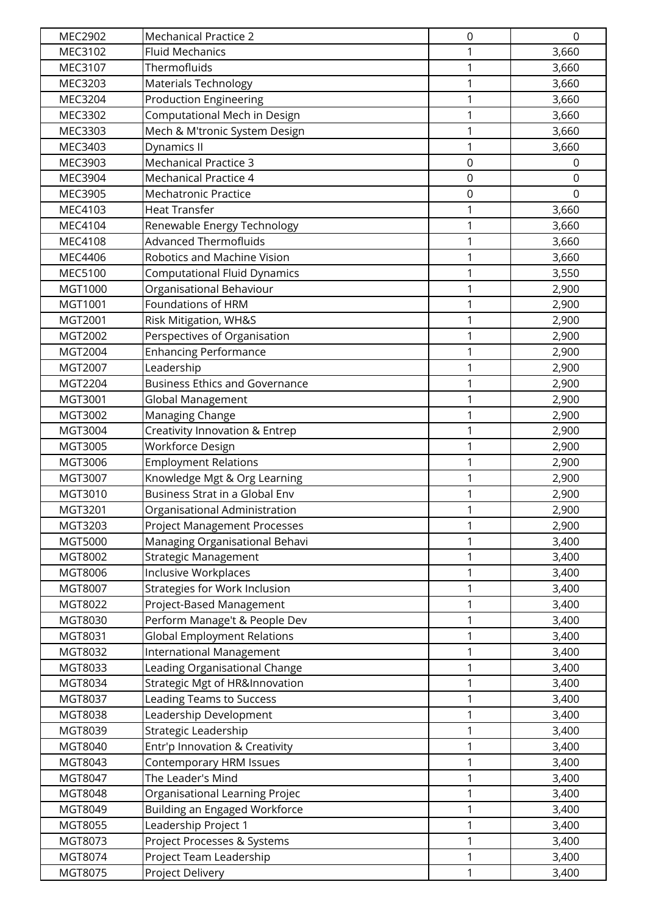| | | | |
|---|---|---|---|
| MEC2902 | Mechanical Practice 2 | 0 | 0 |
| MEC3102 | Fluid Mechanics | 1 | 3,660 |
| MEC3107 | Thermofluids | 1 | 3,660 |
| MEC3203 | Materials Technology | 1 | 3,660 |
| MEC3204 | Production Engineering | 1 | 3,660 |
| MEC3302 | Computational Mech in Design | 1 | 3,660 |
| MEC3303 | Mech & M'tronic System Design | 1 | 3,660 |
| MEC3403 | Dynamics II | 1 | 3,660 |
| MEC3903 | Mechanical Practice 3 | 0 | 0 |
| MEC3904 | Mechanical Practice 4 | 0 | 0 |
| MEC3905 | Mechatronic Practice | 0 | 0 |
| MEC4103 | Heat Transfer | 1 | 3,660 |
| MEC4104 | Renewable Energy Technology | 1 | 3,660 |
| MEC4108 | Advanced Thermofluids | 1 | 3,660 |
| MEC4406 | Robotics and Machine Vision | 1 | 3,660 |
| MEC5100 | Computational Fluid Dynamics | 1 | 3,550 |
| MGT1000 | Organisational Behaviour | 1 | 2,900 |
| MGT1001 | Foundations of HRM | 1 | 2,900 |
| MGT2001 | Risk Mitigation, WH&S | 1 | 2,900 |
| MGT2002 | Perspectives of Organisation | 1 | 2,900 |
| MGT2004 | Enhancing Performance | 1 | 2,900 |
| MGT2007 | Leadership | 1 | 2,900 |
| MGT2204 | Business Ethics and Governance | 1 | 2,900 |
| MGT3001 | Global Management | 1 | 2,900 |
| MGT3002 | Managing Change | 1 | 2,900 |
| MGT3004 | Creativity Innovation & Entrep | 1 | 2,900 |
| MGT3005 | Workforce Design | 1 | 2,900 |
| MGT3006 | Employment Relations | 1 | 2,900 |
| MGT3007 | Knowledge Mgt & Org Learning | 1 | 2,900 |
| MGT3010 | Business Strat in a Global Env | 1 | 2,900 |
| MGT3201 | Organisational Administration | 1 | 2,900 |
| MGT3203 | Project Management Processes | 1 | 2,900 |
| MGT5000 | Managing Organisational Behavi | 1 | 3,400 |
| MGT8002 | Strategic Management | 1 | 3,400 |
| MGT8006 | Inclusive Workplaces | 1 | 3,400 |
| MGT8007 | Strategies for Work Inclusion | 1 | 3,400 |
| MGT8022 | Project-Based Management | 1 | 3,400 |
| MGT8030 | Perform Manage't & People Dev | 1 | 3,400 |
| MGT8031 | Global Employment Relations | 1 | 3,400 |
| MGT8032 | International Management | 1 | 3,400 |
| MGT8033 | Leading Organisational Change | 1 | 3,400 |
| MGT8034 | Strategic Mgt of HR&Innovation | 1 | 3,400 |
| MGT8037 | Leading Teams to Success | 1 | 3,400 |
| MGT8038 | Leadership Development | 1 | 3,400 |
| MGT8039 | Strategic Leadership | 1 | 3,400 |
| MGT8040 | Entr'p Innovation & Creativity | 1 | 3,400 |
| MGT8043 | Contemporary HRM Issues | 1 | 3,400 |
| MGT8047 | The Leader's Mind | 1 | 3,400 |
| MGT8048 | Organisational Learning Projec | 1 | 3,400 |
| MGT8049 | Building an Engaged Workforce | 1 | 3,400 |
| MGT8055 | Leadership Project 1 | 1 | 3,400 |
| MGT8073 | Project Processes & Systems | 1 | 3,400 |
| MGT8074 | Project Team Leadership | 1 | 3,400 |
| MGT8075 | Project Delivery | 1 | 3,400 |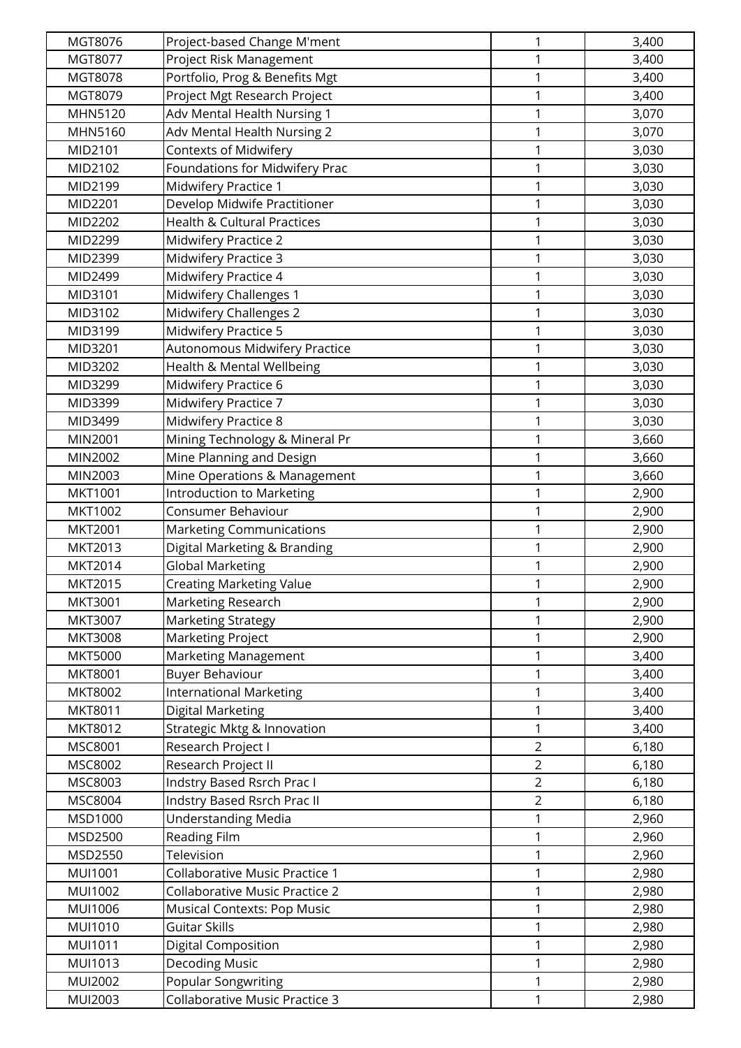| MGT8076 | Project-based Change M'ment | 1 | 3,400 |
|---|---|---|---|
| MGT8077 | Project Risk Management | 1 | 3,400 |
| MGT8078 | Portfolio, Prog & Benefits Mgt | 1 | 3,400 |
| MGT8079 | Project Mgt Research Project | 1 | 3,400 |
| MHN5120 | Adv Mental Health Nursing 1 | 1 | 3,070 |
| MHN5160 | Adv Mental Health Nursing 2 | 1 | 3,070 |
| MID2101 | Contexts of Midwifery | 1 | 3,030 |
| MID2102 | Foundations for Midwifery Prac | 1 | 3,030 |
| MID2199 | Midwifery Practice 1 | 1 | 3,030 |
| MID2201 | Develop Midwife Practitioner | 1 | 3,030 |
| MID2202 | Health & Cultural Practices | 1 | 3,030 |
| MID2299 | Midwifery Practice 2 | 1 | 3,030 |
| MID2399 | Midwifery Practice 3 | 1 | 3,030 |
| MID2499 | Midwifery Practice 4 | 1 | 3,030 |
| MID3101 | Midwifery Challenges 1 | 1 | 3,030 |
| MID3102 | Midwifery Challenges 2 | 1 | 3,030 |
| MID3199 | Midwifery Practice 5 | 1 | 3,030 |
| MID3201 | Autonomous Midwifery Practice | 1 | 3,030 |
| MID3202 | Health & Mental Wellbeing | 1 | 3,030 |
| MID3299 | Midwifery Practice 6 | 1 | 3,030 |
| MID3399 | Midwifery Practice 7 | 1 | 3,030 |
| MID3499 | Midwifery Practice 8 | 1 | 3,030 |
| MIN2001 | Mining Technology & Mineral Pr | 1 | 3,660 |
| MIN2002 | Mine Planning and Design | 1 | 3,660 |
| MIN2003 | Mine Operations & Management | 1 | 3,660 |
| MKT1001 | Introduction to Marketing | 1 | 2,900 |
| MKT1002 | Consumer Behaviour | 1 | 2,900 |
| MKT2001 | Marketing Communications | 1 | 2,900 |
| MKT2013 | Digital Marketing & Branding | 1 | 2,900 |
| MKT2014 | Global Marketing | 1 | 2,900 |
| MKT2015 | Creating Marketing Value | 1 | 2,900 |
| MKT3001 | Marketing Research | 1 | 2,900 |
| MKT3007 | Marketing Strategy | 1 | 2,900 |
| MKT3008 | Marketing Project | 1 | 2,900 |
| MKT5000 | Marketing Management | 1 | 3,400 |
| MKT8001 | Buyer Behaviour | 1 | 3,400 |
| MKT8002 | International Marketing | 1 | 3,400 |
| MKT8011 | Digital Marketing | 1 | 3,400 |
| MKT8012 | Strategic Mktg & Innovation | 1 | 3,400 |
| MSC8001 | Research Project I | 2 | 6,180 |
| MSC8002 | Research Project II | 2 | 6,180 |
| MSC8003 | Indstry Based Rsrch Prac I | 2 | 6,180 |
| MSC8004 | Indstry Based Rsrch Prac II | 2 | 6,180 |
| MSD1000 | Understanding Media | 1 | 2,960 |
| MSD2500 | Reading Film | 1 | 2,960 |
| MSD2550 | Television | 1 | 2,960 |
| MUI1001 | Collaborative Music Practice 1 | 1 | 2,980 |
| MUI1002 | Collaborative Music Practice 2 | 1 | 2,980 |
| MUI1006 | Musical Contexts: Pop Music | 1 | 2,980 |
| MUI1010 | Guitar Skills | 1 | 2,980 |
| MUI1011 | Digital Composition | 1 | 2,980 |
| MUI1013 | Decoding Music | 1 | 2,980 |
| MUI2002 | Popular Songwriting | 1 | 2,980 |
| MUI2003 | Collaborative Music Practice 3 | 1 | 2,980 |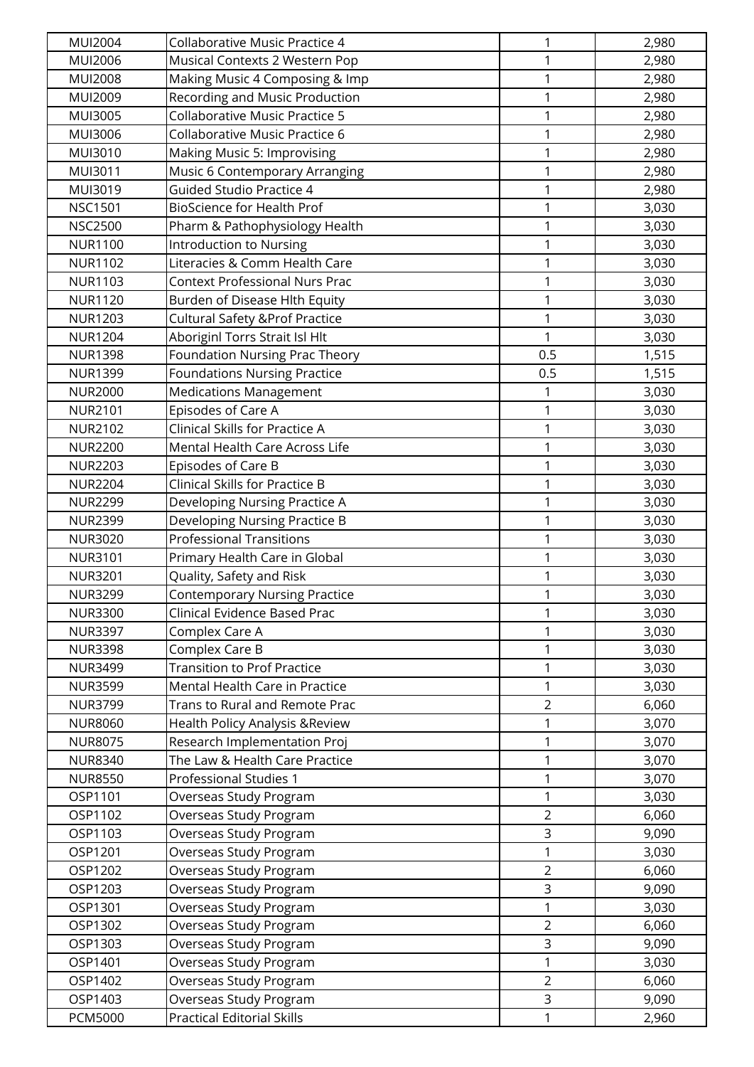| | | | |
|---|---|---|---|
| MUI2004 | Collaborative Music Practice 4 | 1 | 2,980 |
| MUI2006 | Musical Contexts 2 Western Pop | 1 | 2,980 |
| MUI2008 | Making Music 4 Composing & Imp | 1 | 2,980 |
| MUI2009 | Recording and Music Production | 1 | 2,980 |
| MUI3005 | Collaborative Music Practice 5 | 1 | 2,980 |
| MUI3006 | Collaborative Music Practice 6 | 1 | 2,980 |
| MUI3010 | Making Music 5: Improvising | 1 | 2,980 |
| MUI3011 | Music 6 Contemporary Arranging | 1 | 2,980 |
| MUI3019 | Guided Studio Practice 4 | 1 | 2,980 |
| NSC1501 | BioScience for Health Prof | 1 | 3,030 |
| NSC2500 | Pharm & Pathophysiology Health | 1 | 3,030 |
| NUR1100 | Introduction to Nursing | 1 | 3,030 |
| NUR1102 | Literacies & Comm Health Care | 1 | 3,030 |
| NUR1103 | Context Professional Nurs Prac | 1 | 3,030 |
| NUR1120 | Burden of Disease Hlth Equity | 1 | 3,030 |
| NUR1203 | Cultural Safety &Prof Practice | 1 | 3,030 |
| NUR1204 | Aboriginl Torrs Strait Isl Hlt | 1 | 3,030 |
| NUR1398 | Foundation Nursing Prac Theory | 0.5 | 1,515 |
| NUR1399 | Foundations Nursing Practice | 0.5 | 1,515 |
| NUR2000 | Medications Management | 1 | 3,030 |
| NUR2101 | Episodes of Care A | 1 | 3,030 |
| NUR2102 | Clinical Skills for Practice A | 1 | 3,030 |
| NUR2200 | Mental Health Care Across Life | 1 | 3,030 |
| NUR2203 | Episodes of Care B | 1 | 3,030 |
| NUR2204 | Clinical Skills for Practice B | 1 | 3,030 |
| NUR2299 | Developing Nursing Practice A | 1 | 3,030 |
| NUR2399 | Developing Nursing Practice B | 1 | 3,030 |
| NUR3020 | Professional Transitions | 1 | 3,030 |
| NUR3101 | Primary Health Care in Global | 1 | 3,030 |
| NUR3201 | Quality, Safety and Risk | 1 | 3,030 |
| NUR3299 | Contemporary Nursing Practice | 1 | 3,030 |
| NUR3300 | Clinical Evidence Based Prac | 1 | 3,030 |
| NUR3397 | Complex Care A | 1 | 3,030 |
| NUR3398 | Complex Care B | 1 | 3,030 |
| NUR3499 | Transition to Prof Practice | 1 | 3,030 |
| NUR3599 | Mental Health Care in Practice | 1 | 3,030 |
| NUR3799 | Trans to Rural and Remote Prac | 2 | 6,060 |
| NUR8060 | Health Policy Analysis &Review | 1 | 3,070 |
| NUR8075 | Research Implementation Proj | 1 | 3,070 |
| NUR8340 | The Law & Health Care Practice | 1 | 3,070 |
| NUR8550 | Professional Studies 1 | 1 | 3,070 |
| OSP1101 | Overseas Study Program | 1 | 3,030 |
| OSP1102 | Overseas Study Program | 2 | 6,060 |
| OSP1103 | Overseas Study Program | 3 | 9,090 |
| OSP1201 | Overseas Study Program | 1 | 3,030 |
| OSP1202 | Overseas Study Program | 2 | 6,060 |
| OSP1203 | Overseas Study Program | 3 | 9,090 |
| OSP1301 | Overseas Study Program | 1 | 3,030 |
| OSP1302 | Overseas Study Program | 2 | 6,060 |
| OSP1303 | Overseas Study Program | 3 | 9,090 |
| OSP1401 | Overseas Study Program | 1 | 3,030 |
| OSP1402 | Overseas Study Program | 2 | 6,060 |
| OSP1403 | Overseas Study Program | 3 | 9,090 |
| PCM5000 | Practical Editorial Skills | 1 | 2,960 |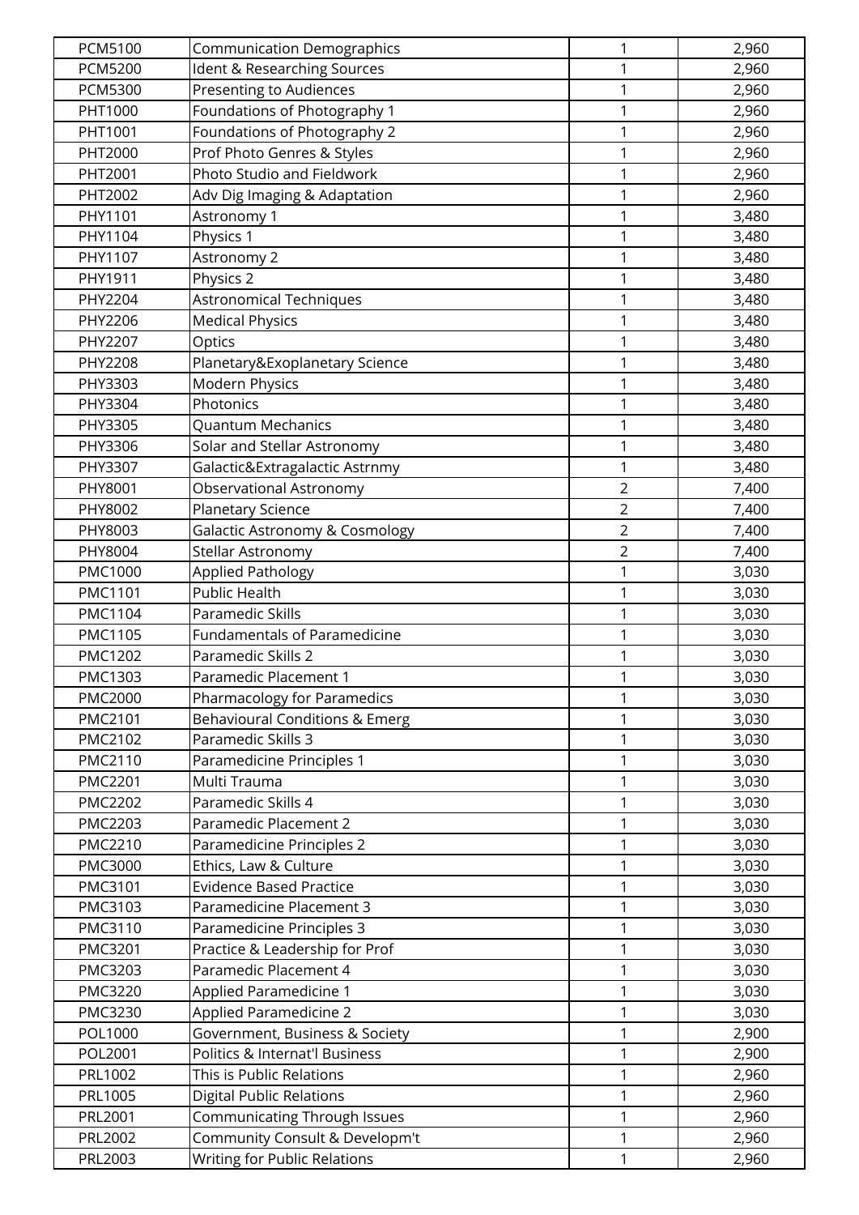| | | | |
|---|---|---|---|
| PCM5100 | Communication Demographics | 1 | 2,960 |
| PCM5200 | Ident & Researching Sources | 1 | 2,960 |
| PCM5300 | Presenting to Audiences | 1 | 2,960 |
| PHT1000 | Foundations of Photography 1 | 1 | 2,960 |
| PHT1001 | Foundations of Photography 2 | 1 | 2,960 |
| PHT2000 | Prof Photo Genres & Styles | 1 | 2,960 |
| PHT2001 | Photo Studio and Fieldwork | 1 | 2,960 |
| PHT2002 | Adv Dig Imaging & Adaptation | 1 | 2,960 |
| PHY1101 | Astronomy 1 | 1 | 3,480 |
| PHY1104 | Physics 1 | 1 | 3,480 |
| PHY1107 | Astronomy 2 | 1 | 3,480 |
| PHY1911 | Physics 2 | 1 | 3,480 |
| PHY2204 | Astronomical Techniques | 1 | 3,480 |
| PHY2206 | Medical Physics | 1 | 3,480 |
| PHY2207 | Optics | 1 | 3,480 |
| PHY2208 | Planetary&Exoplanetary Science | 1 | 3,480 |
| PHY3303 | Modern Physics | 1 | 3,480 |
| PHY3304 | Photonics | 1 | 3,480 |
| PHY3305 | Quantum Mechanics | 1 | 3,480 |
| PHY3306 | Solar and Stellar Astronomy | 1 | 3,480 |
| PHY3307 | Galactic&Extragalactic Astrnmy | 1 | 3,480 |
| PHY8001 | Observational Astronomy | 2 | 7,400 |
| PHY8002 | Planetary Science | 2 | 7,400 |
| PHY8003 | Galactic Astronomy & Cosmology | 2 | 7,400 |
| PHY8004 | Stellar Astronomy | 2 | 7,400 |
| PMC1000 | Applied Pathology | 1 | 3,030 |
| PMC1101 | Public Health | 1 | 3,030 |
| PMC1104 | Paramedic Skills | 1 | 3,030 |
| PMC1105 | Fundamentals of Paramedicine | 1 | 3,030 |
| PMC1202 | Paramedic Skills 2 | 1 | 3,030 |
| PMC1303 | Paramedic Placement 1 | 1 | 3,030 |
| PMC2000 | Pharmacology for Paramedics | 1 | 3,030 |
| PMC2101 | Behavioural Conditions & Emerg | 1 | 3,030 |
| PMC2102 | Paramedic Skills 3 | 1 | 3,030 |
| PMC2110 | Paramedicine Principles 1 | 1 | 3,030 |
| PMC2201 | Multi Trauma | 1 | 3,030 |
| PMC2202 | Paramedic Skills 4 | 1 | 3,030 |
| PMC2203 | Paramedic Placement 2 | 1 | 3,030 |
| PMC2210 | Paramedicine Principles 2 | 1 | 3,030 |
| PMC3000 | Ethics, Law & Culture | 1 | 3,030 |
| PMC3101 | Evidence Based Practice | 1 | 3,030 |
| PMC3103 | Paramedicine Placement 3 | 1 | 3,030 |
| PMC3110 | Paramedicine Principles 3 | 1 | 3,030 |
| PMC3201 | Practice & Leadership for Prof | 1 | 3,030 |
| PMC3203 | Paramedic Placement 4 | 1 | 3,030 |
| PMC3220 | Applied Paramedicine 1 | 1 | 3,030 |
| PMC3230 | Applied Paramedicine 2 | 1 | 3,030 |
| POL1000 | Government, Business & Society | 1 | 2,900 |
| POL2001 | Politics & Internat'l Business | 1 | 2,900 |
| PRL1002 | This is Public Relations | 1 | 2,960 |
| PRL1005 | Digital Public Relations | 1 | 2,960 |
| PRL2001 | Communicating Through Issues | 1 | 2,960 |
| PRL2002 | Community Consult & Developm't | 1 | 2,960 |
| PRL2003 | Writing for Public Relations | 1 | 2,960 |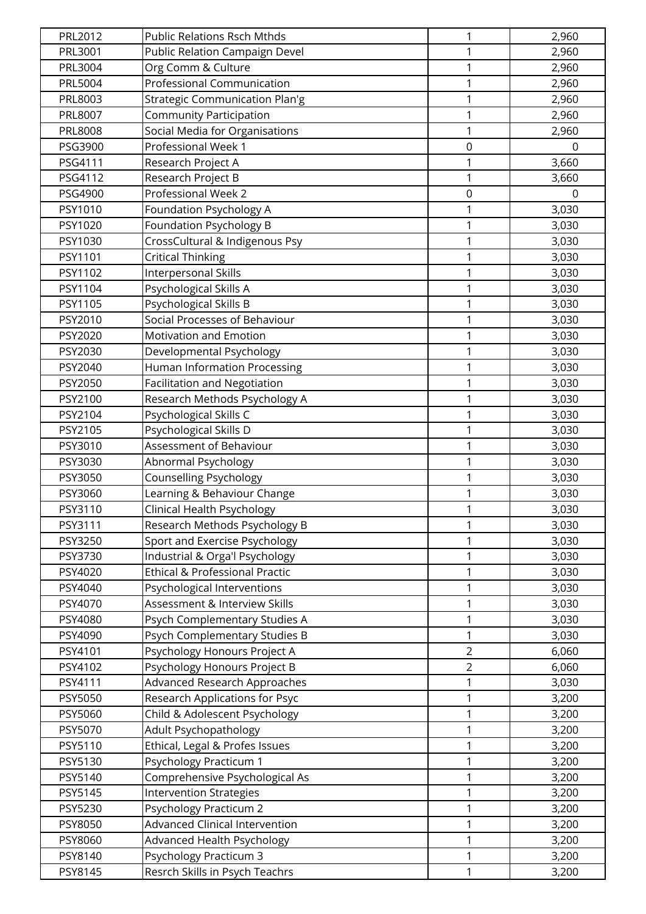| | | | |
|---|---|---|---|
| PRL2012 | Public Relations Rsch Mthds | 1 | 2,960 |
| PRL3001 | Public Relation Campaign Devel | 1 | 2,960 |
| PRL3004 | Org Comm & Culture | 1 | 2,960 |
| PRL5004 | Professional Communication | 1 | 2,960 |
| PRL8003 | Strategic Communication Plan'g | 1 | 2,960 |
| PRL8007 | Community Participation | 1 | 2,960 |
| PRL8008 | Social Media for Organisations | 1 | 2,960 |
| PSG3900 | Professional Week 1 | 0 | 0 |
| PSG4111 | Research Project A | 1 | 3,660 |
| PSG4112 | Research Project B | 1 | 3,660 |
| PSG4900 | Professional Week 2 | 0 | 0 |
| PSY1010 | Foundation Psychology A | 1 | 3,030 |
| PSY1020 | Foundation Psychology B | 1 | 3,030 |
| PSY1030 | CrossCultural & Indigenous Psy | 1 | 3,030 |
| PSY1101 | Critical Thinking | 1 | 3,030 |
| PSY1102 | Interpersonal Skills | 1 | 3,030 |
| PSY1104 | Psychological Skills A | 1 | 3,030 |
| PSY1105 | Psychological Skills B | 1 | 3,030 |
| PSY2010 | Social Processes of Behaviour | 1 | 3,030 |
| PSY2020 | Motivation and Emotion | 1 | 3,030 |
| PSY2030 | Developmental Psychology | 1 | 3,030 |
| PSY2040 | Human Information Processing | 1 | 3,030 |
| PSY2050 | Facilitation and Negotiation | 1 | 3,030 |
| PSY2100 | Research Methods Psychology A | 1 | 3,030 |
| PSY2104 | Psychological Skills C | 1 | 3,030 |
| PSY2105 | Psychological Skills D | 1 | 3,030 |
| PSY3010 | Assessment of Behaviour | 1 | 3,030 |
| PSY3030 | Abnormal Psychology | 1 | 3,030 |
| PSY3050 | Counselling Psychology | 1 | 3,030 |
| PSY3060 | Learning & Behaviour Change | 1 | 3,030 |
| PSY3110 | Clinical Health Psychology | 1 | 3,030 |
| PSY3111 | Research Methods Psychology B | 1 | 3,030 |
| PSY3250 | Sport and Exercise Psychology | 1 | 3,030 |
| PSY3730 | Industrial & Orga'l Psychology | 1 | 3,030 |
| PSY4020 | Ethical & Professional Practic | 1 | 3,030 |
| PSY4040 | Psychological Interventions | 1 | 3,030 |
| PSY4070 | Assessment & Interview Skills | 1 | 3,030 |
| PSY4080 | Psych Complementary Studies A | 1 | 3,030 |
| PSY4090 | Psych Complementary Studies B | 1 | 3,030 |
| PSY4101 | Psychology Honours Project A | 2 | 6,060 |
| PSY4102 | Psychology Honours Project B | 2 | 6,060 |
| PSY4111 | Advanced Research Approaches | 1 | 3,030 |
| PSY5050 | Research Applications for Psyc | 1 | 3,200 |
| PSY5060 | Child & Adolescent Psychology | 1 | 3,200 |
| PSY5070 | Adult Psychopathology | 1 | 3,200 |
| PSY5110 | Ethical, Legal & Profes Issues | 1 | 3,200 |
| PSY5130 | Psychology Practicum 1 | 1 | 3,200 |
| PSY5140 | Comprehensive Psychological As | 1 | 3,200 |
| PSY5145 | Intervention Strategies | 1 | 3,200 |
| PSY5230 | Psychology Practicum 2 | 1 | 3,200 |
| PSY8050 | Advanced Clinical Intervention | 1 | 3,200 |
| PSY8060 | Advanced Health Psychology | 1 | 3,200 |
| PSY8140 | Psychology Practicum 3 | 1 | 3,200 |
| PSY8145 | Resrch Skills in Psych Teachrs | 1 | 3,200 |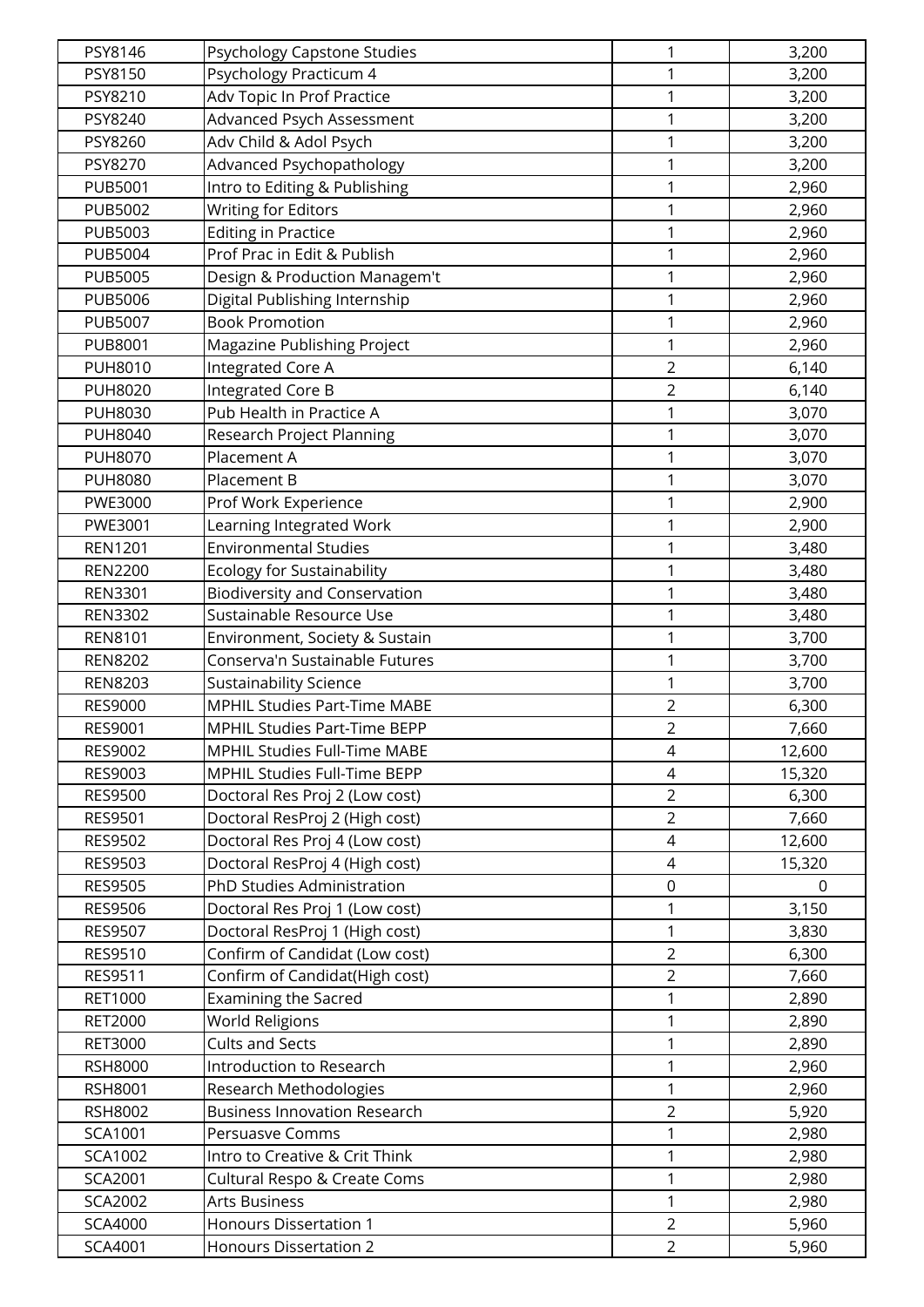| | | | |
|---|---|---|---|
| PSY8146 | Psychology Capstone Studies | 1 | 3,200 |
| PSY8150 | Psychology Practicum 4 | 1 | 3,200 |
| PSY8210 | Adv Topic In Prof Practice | 1 | 3,200 |
| PSY8240 | Advanced Psych Assessment | 1 | 3,200 |
| PSY8260 | Adv Child & Adol Psych | 1 | 3,200 |
| PSY8270 | Advanced Psychopathology | 1 | 3,200 |
| PUB5001 | Intro to Editing & Publishing | 1 | 2,960 |
| PUB5002 | Writing for Editors | 1 | 2,960 |
| PUB5003 | Editing in Practice | 1 | 2,960 |
| PUB5004 | Prof Prac in Edit & Publish | 1 | 2,960 |
| PUB5005 | Design & Production Managem't | 1 | 2,960 |
| PUB5006 | Digital Publishing Internship | 1 | 2,960 |
| PUB5007 | Book Promotion | 1 | 2,960 |
| PUB8001 | Magazine Publishing Project | 1 | 2,960 |
| PUH8010 | Integrated Core A | 2 | 6,140 |
| PUH8020 | Integrated Core B | 2 | 6,140 |
| PUH8030 | Pub Health in Practice A | 1 | 3,070 |
| PUH8040 | Research Project Planning | 1 | 3,070 |
| PUH8070 | Placement A | 1 | 3,070 |
| PUH8080 | Placement B | 1 | 3,070 |
| PWE3000 | Prof Work Experience | 1 | 2,900 |
| PWE3001 | Learning Integrated Work | 1 | 2,900 |
| REN1201 | Environmental Studies | 1 | 3,480 |
| REN2200 | Ecology for Sustainability | 1 | 3,480 |
| REN3301 | Biodiversity and Conservation | 1 | 3,480 |
| REN3302 | Sustainable Resource Use | 1 | 3,480 |
| REN8101 | Environment, Society & Sustain | 1 | 3,700 |
| REN8202 | Conserva'n Sustainable Futures | 1 | 3,700 |
| REN8203 | Sustainability Science | 1 | 3,700 |
| RES9000 | MPHIL Studies Part-Time MABE | 2 | 6,300 |
| RES9001 | MPHIL Studies Part-Time BEPP | 2 | 7,660 |
| RES9002 | MPHIL Studies Full-Time MABE | 4 | 12,600 |
| RES9003 | MPHIL Studies Full-Time BEPP | 4 | 15,320 |
| RES9500 | Doctoral Res Proj 2 (Low cost) | 2 | 6,300 |
| RES9501 | Doctoral ResProj 2 (High cost) | 2 | 7,660 |
| RES9502 | Doctoral Res Proj 4 (Low cost) | 4 | 12,600 |
| RES9503 | Doctoral ResProj 4 (High cost) | 4 | 15,320 |
| RES9505 | PhD Studies Administration | 0 | 0 |
| RES9506 | Doctoral Res Proj 1 (Low cost) | 1 | 3,150 |
| RES9507 | Doctoral ResProj 1 (High cost) | 1 | 3,830 |
| RES9510 | Confirm of Candidat (Low cost) | 2 | 6,300 |
| RES9511 | Confirm of Candidat(High cost) | 2 | 7,660 |
| RET1000 | Examining the Sacred | 1 | 2,890 |
| RET2000 | World Religions | 1 | 2,890 |
| RET3000 | Cults and Sects | 1 | 2,890 |
| RSH8000 | Introduction to Research | 1 | 2,960 |
| RSH8001 | Research Methodologies | 1 | 2,960 |
| RSH8002 | Business Innovation Research | 2 | 5,920 |
| SCA1001 | Persuasve Comms | 1 | 2,980 |
| SCA1002 | Intro to Creative & Crit Think | 1 | 2,980 |
| SCA2001 | Cultural Respo & Create Coms | 1 | 2,980 |
| SCA2002 | Arts Business | 1 | 2,980 |
| SCA4000 | Honours Dissertation 1 | 2 | 5,960 |
| SCA4001 | Honours Dissertation 2 | 2 | 5,960 |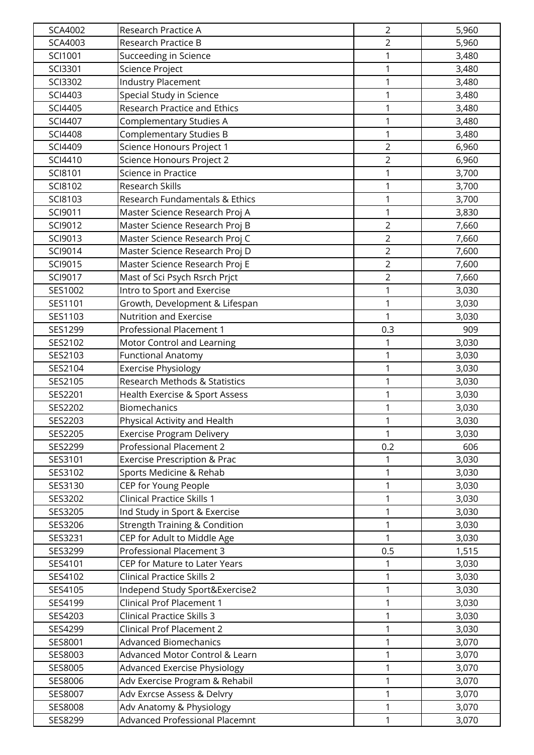| SCA4002 | Research Practice A | 2 | 5,960 |
|---|---|---|---|
| SCA4003 | Research Practice B | 2 | 5,960 |
| SCI1001 | Succeeding in Science | 1 | 3,480 |
| SCI3301 | Science Project | 1 | 3,480 |
| SCI3302 | Industry Placement | 1 | 3,480 |
| SCI4403 | Special Study in Science | 1 | 3,480 |
| SCI4405 | Research Practice and Ethics | 1 | 3,480 |
| SCI4407 | Complementary Studies A | 1 | 3,480 |
| SCI4408 | Complementary Studies B | 1 | 3,480 |
| SCI4409 | Science Honours Project 1 | 2 | 6,960 |
| SCI4410 | Science Honours Project 2 | 2 | 6,960 |
| SCI8101 | Science in Practice | 1 | 3,700 |
| SCI8102 | Research Skills | 1 | 3,700 |
| SCI8103 | Research Fundamentals & Ethics | 1 | 3,700 |
| SCI9011 | Master Science Research Proj A | 1 | 3,830 |
| SCI9012 | Master Science Research Proj B | 2 | 7,660 |
| SCI9013 | Master Science Research Proj C | 2 | 7,660 |
| SCI9014 | Master Science Research Proj D | 2 | 7,600 |
| SCI9015 | Master Science Research Proj E | 2 | 7,600 |
| SCI9017 | Mast of Sci Psych Rsrch Prjct | 2 | 7,660 |
| SES1002 | Intro to Sport and Exercise | 1 | 3,030 |
| SES1101 | Growth, Development & Lifespan | 1 | 3,030 |
| SES1103 | Nutrition and Exercise | 1 | 3,030 |
| SES1299 | Professional Placement 1 | 0.3 | 909 |
| SES2102 | Motor Control and Learning | 1 | 3,030 |
| SES2103 | Functional Anatomy | 1 | 3,030 |
| SES2104 | Exercise Physiology | 1 | 3,030 |
| SES2105 | Research Methods & Statistics | 1 | 3,030 |
| SES2201 | Health Exercise & Sport Assess | 1 | 3,030 |
| SES2202 | Biomechanics | 1 | 3,030 |
| SES2203 | Physical Activity and Health | 1 | 3,030 |
| SES2205 | Exercise Program Delivery | 1 | 3,030 |
| SES2299 | Professional Placement 2 | 0.2 | 606 |
| SES3101 | Exercise Prescription & Prac | 1 | 3,030 |
| SES3102 | Sports Medicine & Rehab | 1 | 3,030 |
| SES3130 | CEP for Young People | 1 | 3,030 |
| SES3202 | Clinical Practice Skills 1 | 1 | 3,030 |
| SES3205 | Ind Study in Sport & Exercise | 1 | 3,030 |
| SES3206 | Strength Training & Condition | 1 | 3,030 |
| SES3231 | CEP for Adult to Middle Age | 1 | 3,030 |
| SES3299 | Professional Placement 3 | 0.5 | 1,515 |
| SES4101 | CEP for Mature to Later Years | 1 | 3,030 |
| SES4102 | Clinical Practice Skills 2 | 1 | 3,030 |
| SES4105 | Independ Study Sport&Exercise2 | 1 | 3,030 |
| SES4199 | Clinical Prof Placement 1 | 1 | 3,030 |
| SES4203 | Clinical Practice Skills 3 | 1 | 3,030 |
| SES4299 | Clinical Prof Placement 2 | 1 | 3,030 |
| SES8001 | Advanced Biomechanics | 1 | 3,070 |
| SES8003 | Advanced Motor Control & Learn | 1 | 3,070 |
| SES8005 | Advanced Exercise Physiology | 1 | 3,070 |
| SES8006 | Adv Exercise Program & Rehabil | 1 | 3,070 |
| SES8007 | Adv Exrcse Assess & Delvry | 1 | 3,070 |
| SES8008 | Adv Anatomy & Physiology | 1 | 3,070 |
| SES8299 | Advanced Professional Placemnt | 1 | 3,070 |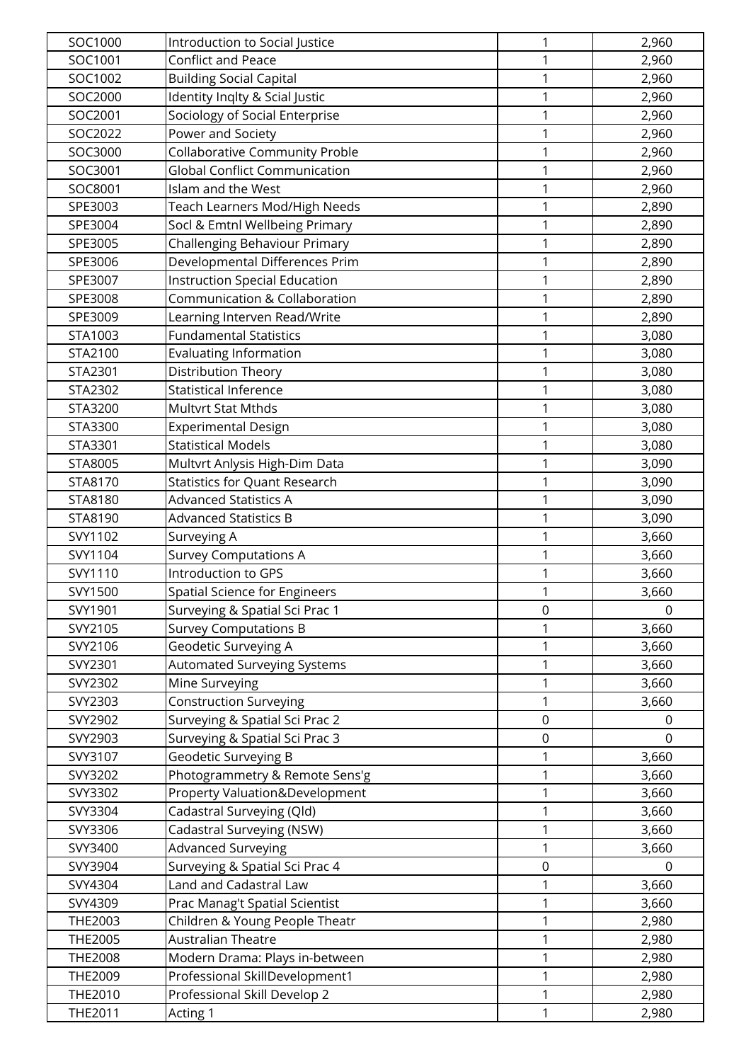| | | | |
|---|---|---|---|
| SOC1000 | Introduction to Social Justice | 1 | 2,960 |
| SOC1001 | Conflict and Peace | 1 | 2,960 |
| SOC1002 | Building Social Capital | 1 | 2,960 |
| SOC2000 | Identity Inqlty & Scial Justic | 1 | 2,960 |
| SOC2001 | Sociology of Social Enterprise | 1 | 2,960 |
| SOC2022 | Power and Society | 1 | 2,960 |
| SOC3000 | Collaborative Community Proble | 1 | 2,960 |
| SOC3001 | Global Conflict Communication | 1 | 2,960 |
| SOC8001 | Islam and the West | 1 | 2,960 |
| SPE3003 | Teach Learners Mod/High Needs | 1 | 2,890 |
| SPE3004 | Socl & Emtnl Wellbeing Primary | 1 | 2,890 |
| SPE3005 | Challenging Behaviour Primary | 1 | 2,890 |
| SPE3006 | Developmental Differences Prim | 1 | 2,890 |
| SPE3007 | Instruction Special Education | 1 | 2,890 |
| SPE3008 | Communication & Collaboration | 1 | 2,890 |
| SPE3009 | Learning Interven Read/Write | 1 | 2,890 |
| STA1003 | Fundamental Statistics | 1 | 3,080 |
| STA2100 | Evaluating Information | 1 | 3,080 |
| STA2301 | Distribution Theory | 1 | 3,080 |
| STA2302 | Statistical Inference | 1 | 3,080 |
| STA3200 | Multvrt Stat Mthds | 1 | 3,080 |
| STA3300 | Experimental Design | 1 | 3,080 |
| STA3301 | Statistical Models | 1 | 3,080 |
| STA8005 | Multvrt Anlysis High-Dim Data | 1 | 3,090 |
| STA8170 | Statistics for Quant Research | 1 | 3,090 |
| STA8180 | Advanced Statistics A | 1 | 3,090 |
| STA8190 | Advanced Statistics B | 1 | 3,090 |
| SVY1102 | Surveying A | 1 | 3,660 |
| SVY1104 | Survey Computations A | 1 | 3,660 |
| SVY1110 | Introduction to GPS | 1 | 3,660 |
| SVY1500 | Spatial Science for Engineers | 1 | 3,660 |
| SVY1901 | Surveying & Spatial Sci Prac 1 | 0 | 0 |
| SVY2105 | Survey Computations B | 1 | 3,660 |
| SVY2106 | Geodetic Surveying A | 1 | 3,660 |
| SVY2301 | Automated Surveying Systems | 1 | 3,660 |
| SVY2302 | Mine Surveying | 1 | 3,660 |
| SVY2303 | Construction Surveying | 1 | 3,660 |
| SVY2902 | Surveying & Spatial Sci Prac 2 | 0 | 0 |
| SVY2903 | Surveying & Spatial Sci Prac 3 | 0 | 0 |
| SVY3107 | Geodetic Surveying B | 1 | 3,660 |
| SVY3202 | Photogrammetry & Remote Sens'g | 1 | 3,660 |
| SVY3302 | Property Valuation&Development | 1 | 3,660 |
| SVY3304 | Cadastral Surveying (Qld) | 1 | 3,660 |
| SVY3306 | Cadastral Surveying (NSW) | 1 | 3,660 |
| SVY3400 | Advanced Surveying | 1 | 3,660 |
| SVY3904 | Surveying & Spatial Sci Prac 4 | 0 | 0 |
| SVY4304 | Land and Cadastral Law | 1 | 3,660 |
| SVY4309 | Prac Manag't Spatial Scientist | 1 | 3,660 |
| THE2003 | Children & Young People Theatr | 1 | 2,980 |
| THE2005 | Australian Theatre | 1 | 2,980 |
| THE2008 | Modern Drama: Plays in-between | 1 | 2,980 |
| THE2009 | Professional SkillDevelopment1 | 1 | 2,980 |
| THE2010 | Professional Skill Develop 2 | 1 | 2,980 |
| THE2011 | Acting 1 | 1 | 2,980 |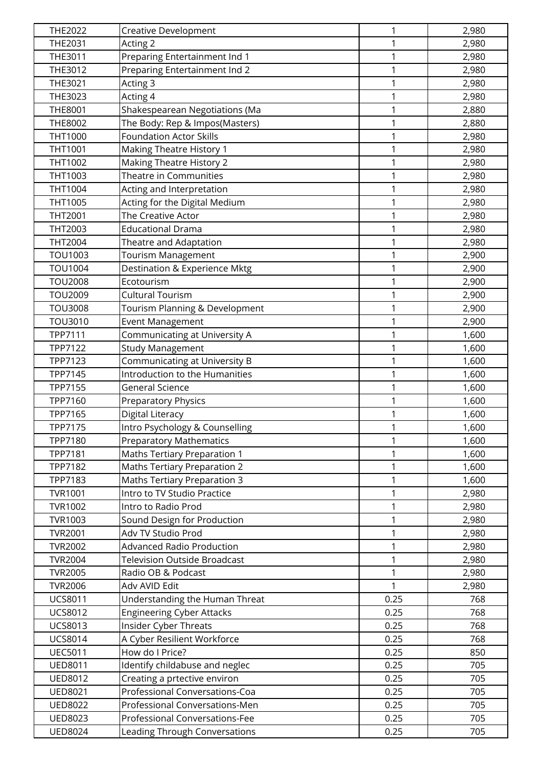| | | | |
|---|---|---|---|
| THE2022 | Creative Development | 1 | 2,980 |
| THE2031 | Acting 2 | 1 | 2,980 |
| THE3011 | Preparing Entertainment Ind 1 | 1 | 2,980 |
| THE3012 | Preparing Entertainment Ind 2 | 1 | 2,980 |
| THE3021 | Acting 3 | 1 | 2,980 |
| THE3023 | Acting 4 | 1 | 2,980 |
| THE8001 | Shakespearean Negotiations (Ma | 1 | 2,880 |
| THE8002 | The Body: Rep & Impos(Masters) | 1 | 2,880 |
| THT1000 | Foundation Actor Skills | 1 | 2,980 |
| THT1001 | Making Theatre History 1 | 1 | 2,980 |
| THT1002 | Making Theatre History 2 | 1 | 2,980 |
| THT1003 | Theatre in Communities | 1 | 2,980 |
| THT1004 | Acting and Interpretation | 1 | 2,980 |
| THT1005 | Acting for the Digital Medium | 1 | 2,980 |
| THT2001 | The Creative Actor | 1 | 2,980 |
| THT2003 | Educational Drama | 1 | 2,980 |
| THT2004 | Theatre and Adaptation | 1 | 2,980 |
| TOU1003 | Tourism Management | 1 | 2,900 |
| TOU1004 | Destination & Experience Mktg | 1 | 2,900 |
| TOU2008 | Ecotourism | 1 | 2,900 |
| TOU2009 | Cultural Tourism | 1 | 2,900 |
| TOU3008 | Tourism Planning & Development | 1 | 2,900 |
| TOU3010 | Event Management | 1 | 2,900 |
| TPP7111 | Communicating at University A | 1 | 1,600 |
| TPP7122 | Study Management | 1 | 1,600 |
| TPP7123 | Communicating at University B | 1 | 1,600 |
| TPP7145 | Introduction to the Humanities | 1 | 1,600 |
| TPP7155 | General Science | 1 | 1,600 |
| TPP7160 | Preparatory Physics | 1 | 1,600 |
| TPP7165 | Digital Literacy | 1 | 1,600 |
| TPP7175 | Intro Psychology & Counselling | 1 | 1,600 |
| TPP7180 | Preparatory Mathematics | 1 | 1,600 |
| TPP7181 | Maths Tertiary Preparation 1 | 1 | 1,600 |
| TPP7182 | Maths Tertiary Preparation 2 | 1 | 1,600 |
| TPP7183 | Maths Tertiary Preparation 3 | 1 | 1,600 |
| TVR1001 | Intro to TV Studio Practice | 1 | 2,980 |
| TVR1002 | Intro to Radio Prod | 1 | 2,980 |
| TVR1003 | Sound Design for Production | 1 | 2,980 |
| TVR2001 | Adv TV Studio Prod | 1 | 2,980 |
| TVR2002 | Advanced Radio Production | 1 | 2,980 |
| TVR2004 | Television Outside Broadcast | 1 | 2,980 |
| TVR2005 | Radio OB & Podcast | 1 | 2,980 |
| TVR2006 | Adv AVID Edit | 1 | 2,980 |
| UCS8011 | Understanding the Human Threat | 0.25 | 768 |
| UCS8012 | Engineering Cyber Attacks | 0.25 | 768 |
| UCS8013 | Insider Cyber Threats | 0.25 | 768 |
| UCS8014 | A Cyber Resilient Workforce | 0.25 | 768 |
| UEC5011 | How do I Price? | 0.25 | 850 |
| UED8011 | Identify childabuse and neglec | 0.25 | 705 |
| UED8012 | Creating a prtective environ | 0.25 | 705 |
| UED8021 | Professional Conversations-Coa | 0.25 | 705 |
| UED8022 | Professional Conversations-Men | 0.25 | 705 |
| UED8023 | Professional Conversations-Fee | 0.25 | 705 |
| UED8024 | Leading Through Conversations | 0.25 | 705 |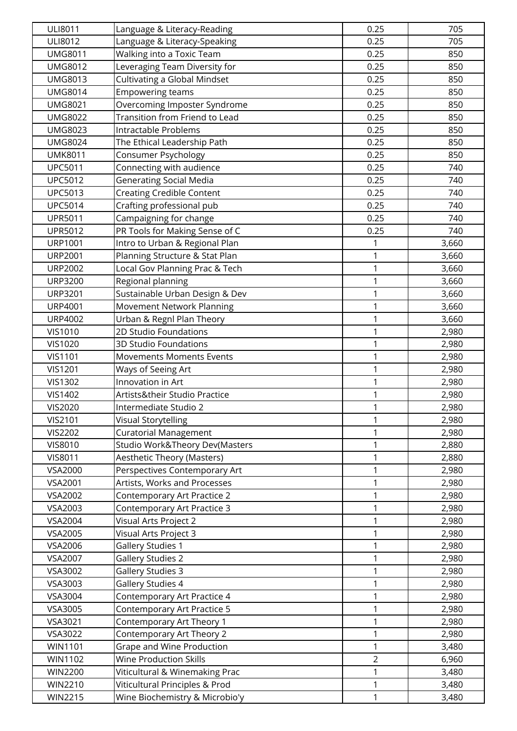| ULI8011 | Language & Literacy-Reading | 0.25 | 705 |
|---|---|---|---|
| ULI8012 | Language & Literacy-Speaking | 0.25 | 705 |
| UMG8011 | Walking into a Toxic Team | 0.25 | 850 |
| UMG8012 | Leveraging Team Diversity for | 0.25 | 850 |
| UMG8013 | Cultivating a Global Mindset | 0.25 | 850 |
| UMG8014 | Empowering teams | 0.25 | 850 |
| UMG8021 | Overcoming Imposter Syndrome | 0.25 | 850 |
| UMG8022 | Transition from Friend to Lead | 0.25 | 850 |
| UMG8023 | Intractable Problems | 0.25 | 850 |
| UMG8024 | The Ethical Leadership Path | 0.25 | 850 |
| UMK8011 | Consumer Psychology | 0.25 | 850 |
| UPC5011 | Connecting with audience | 0.25 | 740 |
| UPC5012 | Generating Social Media | 0.25 | 740 |
| UPC5013 | Creating Credible Content | 0.25 | 740 |
| UPC5014 | Crafting professional pub | 0.25 | 740 |
| UPR5011 | Campaigning for change | 0.25 | 740 |
| UPR5012 | PR Tools for Making Sense of C | 0.25 | 740 |
| URP1001 | Intro to Urban & Regional Plan | 1 | 3,660 |
| URP2001 | Planning Structure & Stat Plan | 1 | 3,660 |
| URP2002 | Local Gov Planning Prac & Tech | 1 | 3,660 |
| URP3200 | Regional planning | 1 | 3,660 |
| URP3201 | Sustainable Urban Design & Dev | 1 | 3,660 |
| URP4001 | Movement Network Planning | 1 | 3,660 |
| URP4002 | Urban & Regnl Plan Theory | 1 | 3,660 |
| VIS1010 | 2D Studio Foundations | 1 | 2,980 |
| VIS1020 | 3D Studio Foundations | 1 | 2,980 |
| VIS1101 | Movements Moments Events | 1 | 2,980 |
| VIS1201 | Ways of Seeing Art | 1 | 2,980 |
| VIS1302 | Innovation in Art | 1 | 2,980 |
| VIS1402 | Artists&their Studio Practice | 1 | 2,980 |
| VIS2020 | Intermediate Studio 2 | 1 | 2,980 |
| VIS2101 | Visual Storytelling | 1 | 2,980 |
| VIS2202 | Curatorial Management | 1 | 2,980 |
| VIS8010 | Studio Work&Theory Dev(Masters | 1 | 2,880 |
| VIS8011 | Aesthetic Theory (Masters) | 1 | 2,880 |
| VSA2000 | Perspectives Contemporary Art | 1 | 2,980 |
| VSA2001 | Artists, Works and Processes | 1 | 2,980 |
| VSA2002 | Contemporary Art Practice 2 | 1 | 2,980 |
| VSA2003 | Contemporary Art Practice 3 | 1 | 2,980 |
| VSA2004 | Visual Arts Project 2 | 1 | 2,980 |
| VSA2005 | Visual Arts Project 3 | 1 | 2,980 |
| VSA2006 | Gallery Studies 1 | 1 | 2,980 |
| VSA2007 | Gallery Studies 2 | 1 | 2,980 |
| VSA3002 | Gallery Studies 3 | 1 | 2,980 |
| VSA3003 | Gallery Studies 4 | 1 | 2,980 |
| VSA3004 | Contemporary Art Practice 4 | 1 | 2,980 |
| VSA3005 | Contemporary Art Practice 5 | 1 | 2,980 |
| VSA3021 | Contemporary Art Theory 1 | 1 | 2,980 |
| VSA3022 | Contemporary Art Theory 2 | 1 | 2,980 |
| WIN1101 | Grape and Wine Production | 1 | 3,480 |
| WIN1102 | Wine Production Skills | 2 | 6,960 |
| WIN2200 | Viticultural & Winemaking Prac | 1 | 3,480 |
| WIN2210 | Viticultural Principles & Prod | 1 | 3,480 |
| WIN2215 | Wine Biochemistry & Microbio'y | 1 | 3,480 |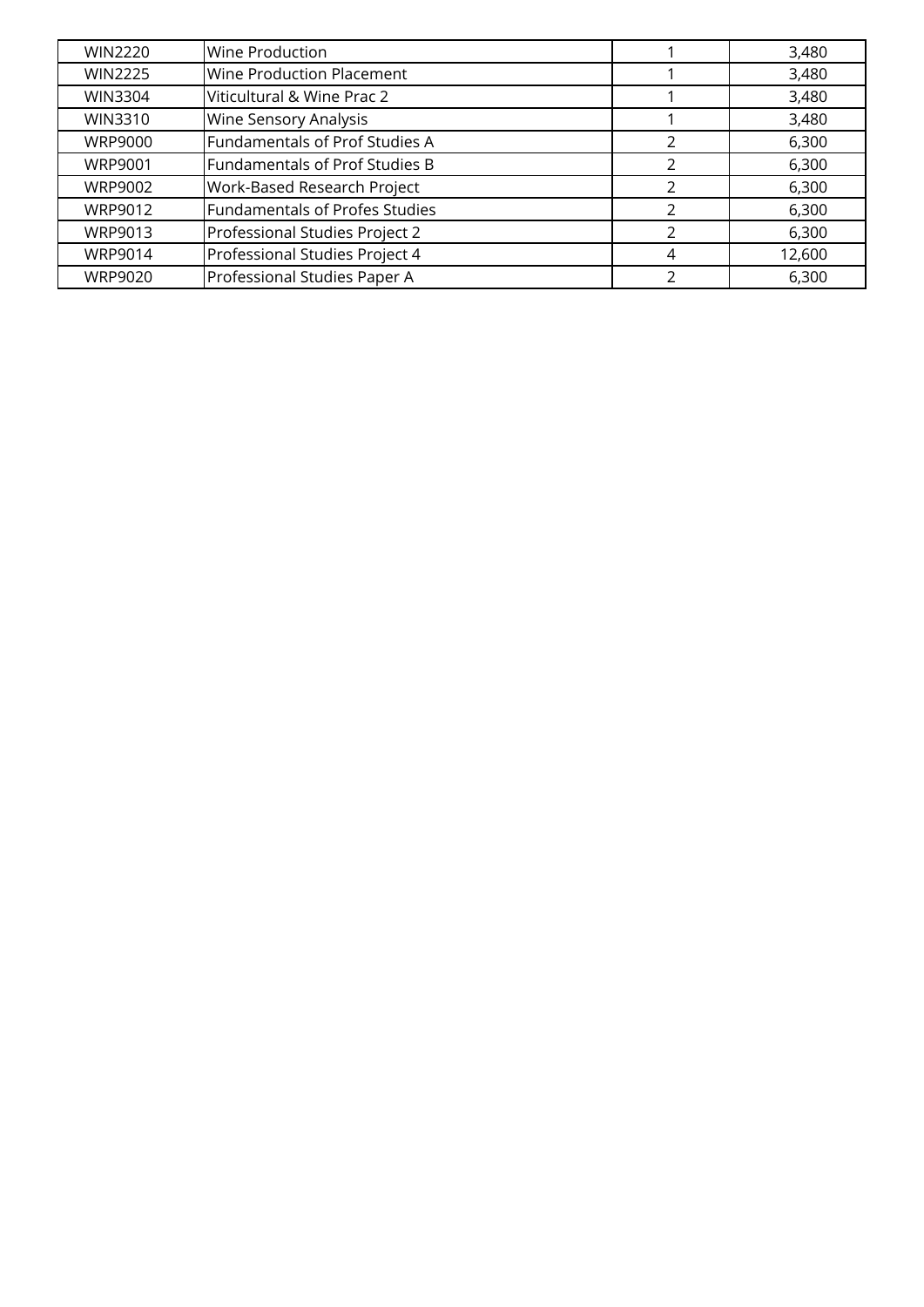| | | | |
|---|---|---|---|
| WIN2220 | Wine Production | 1 | 3,480 |
| WIN2225 | Wine Production Placement | 1 | 3,480 |
| WIN3304 | Viticultural & Wine Prac 2 | 1 | 3,480 |
| WIN3310 | Wine Sensory Analysis | 1 | 3,480 |
| WRP9000 | Fundamentals of Prof Studies A | 2 | 6,300 |
| WRP9001 | Fundamentals of Prof Studies B | 2 | 6,300 |
| WRP9002 | Work-Based Research Project | 2 | 6,300 |
| WRP9012 | Fundamentals of Profes Studies | 2 | 6,300 |
| WRP9013 | Professional Studies Project 2 | 2 | 6,300 |
| WRP9014 | Professional Studies Project 4 | 4 | 12,600 |
| WRP9020 | Professional Studies Paper A | 2 | 6,300 |